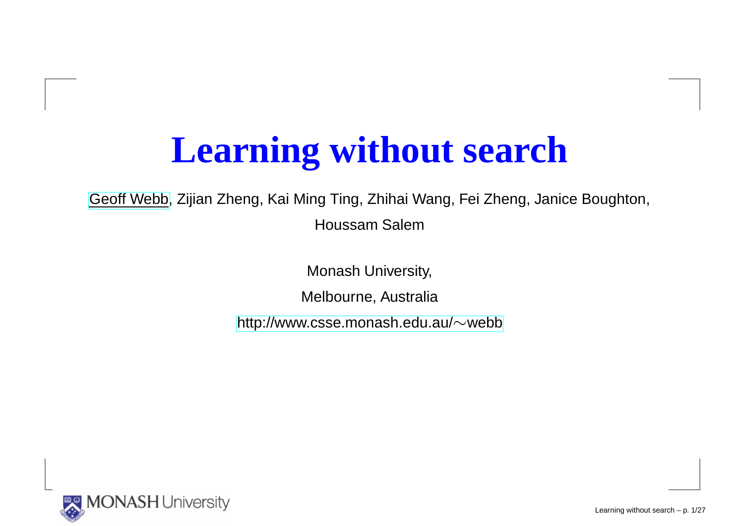# Learning without search

Geoff Webb, Zijian Zheng, Kai Ming Ting, Zhihai Wang, Fei Zheng, Janice Boughton, Houssam Salem

Monash University,

Melbourne, Australia

http://www.csse.monash.edu.au/∼webb

MONASH University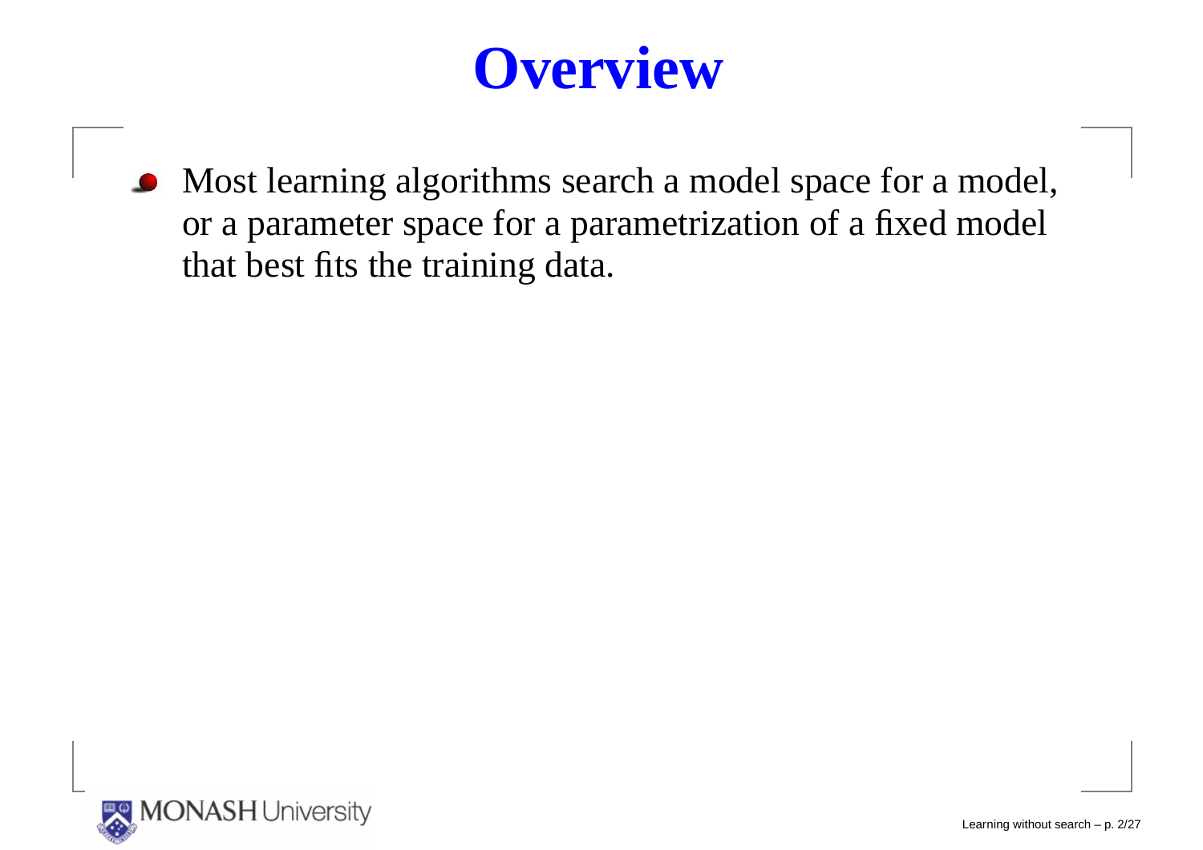# Overview

- Most learning algorithms search a model space for a model, or a parameter space for a parametrization of a fixed model that best fits the training data.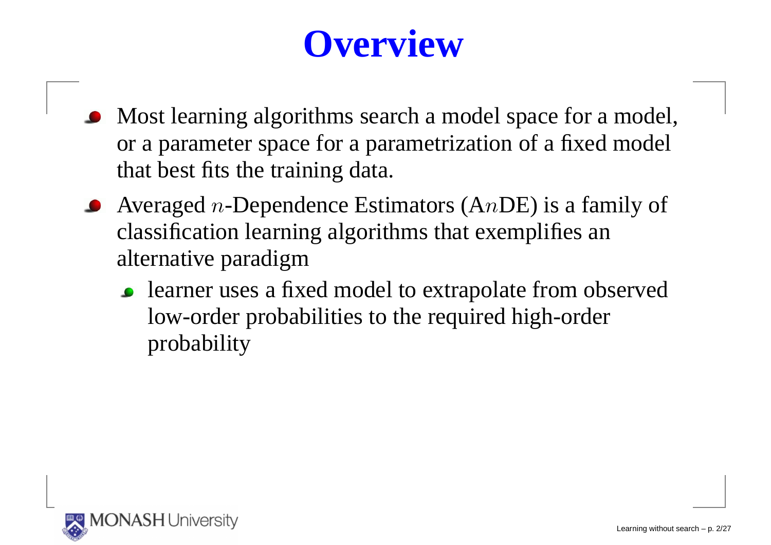# Overview

- Most learning algorithms search a model space for a model, or a parameter space for a parametrization of a fixed model that best fits the training data.
- Averaged $n$-Dependence Estimators (A$n$DE) is a family of classification learning algorithms that exemplifies an alternative paradigm
  - learner uses a fixed model to extrapolate from observed low-order probabilities to the required high-order probability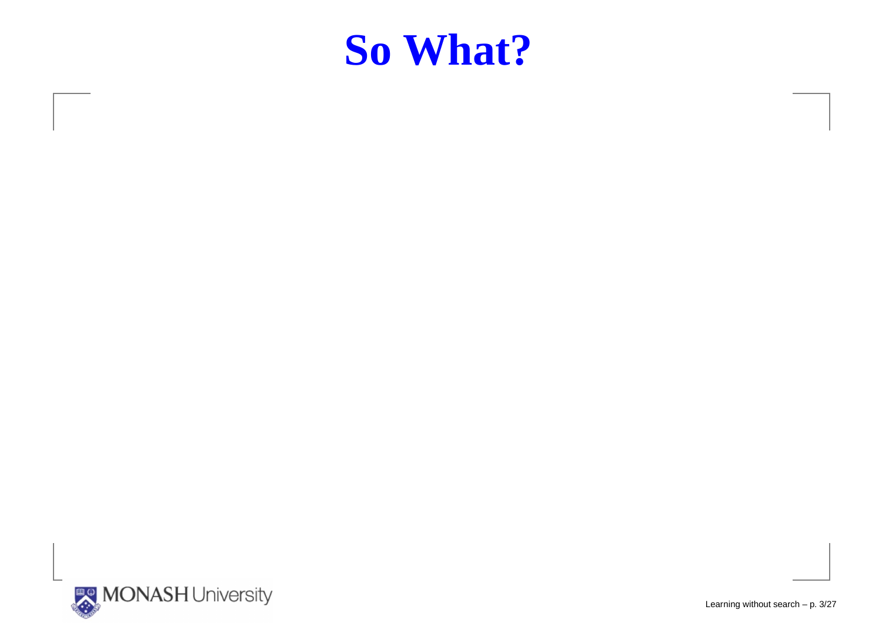# So What?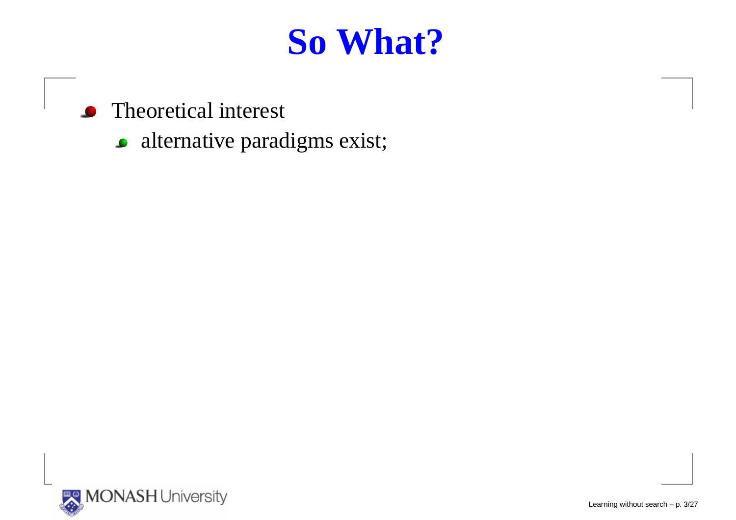# So What?

- Theoretical interest
  - alternative paradigms exist;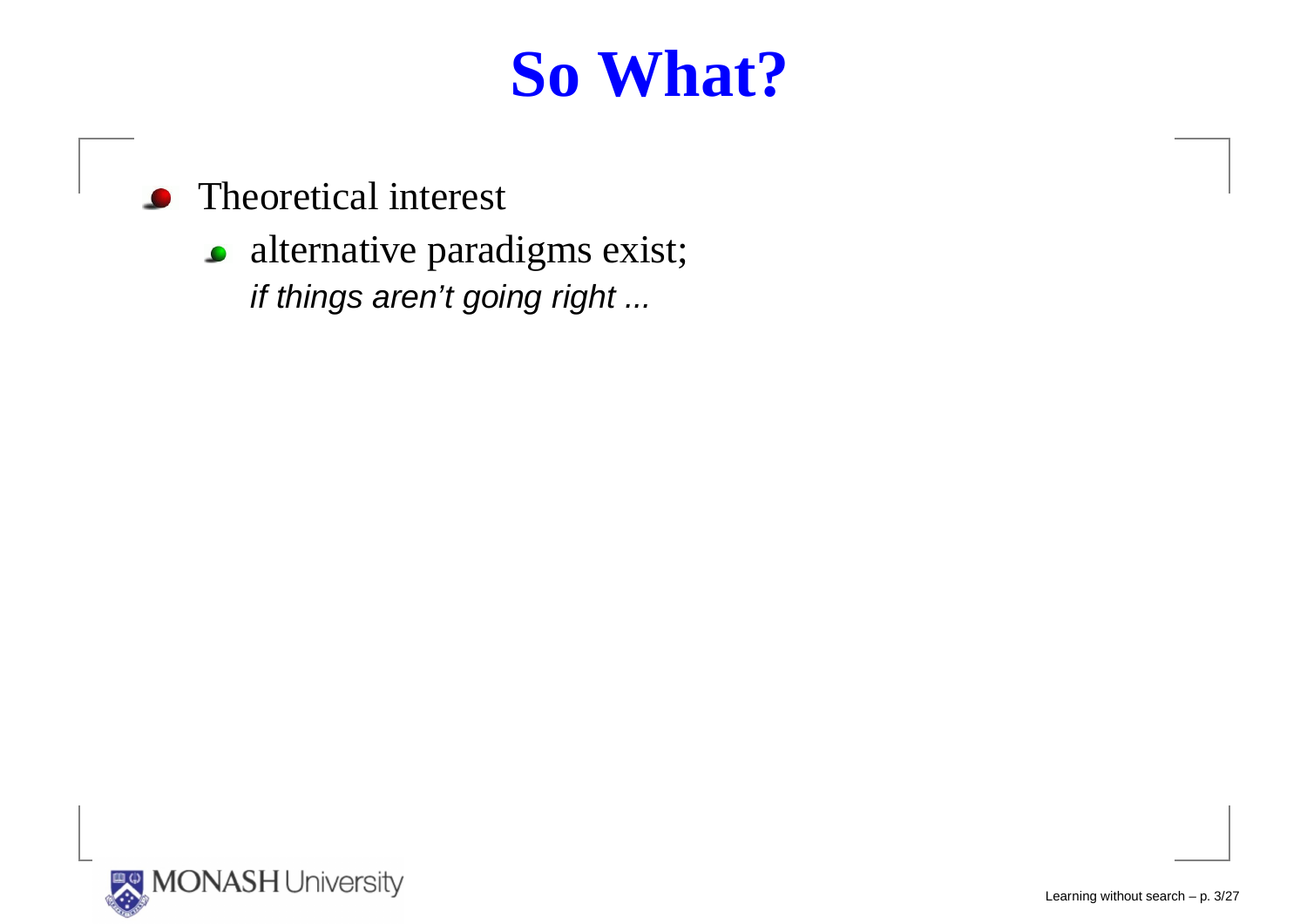# So What?

- Theoretical interest
  - alternative paradigms exist;
    *if things aren't going right ...*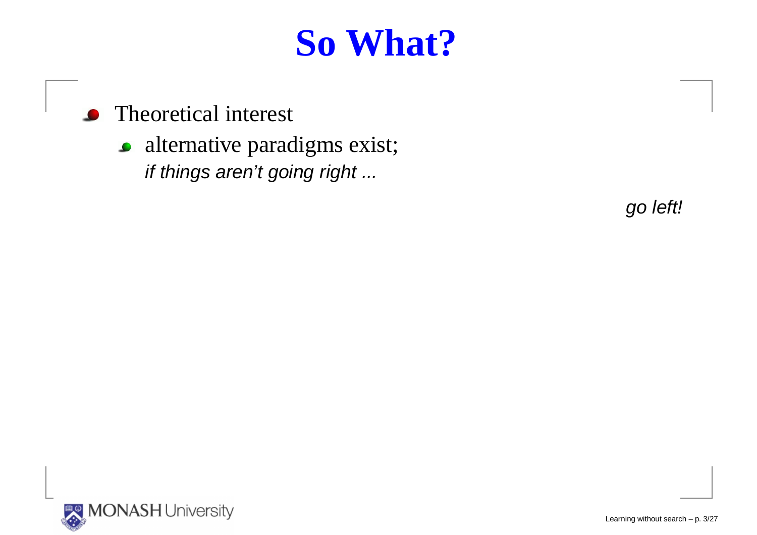# So What?

- Theoretical interest
  - alternative paradigms exist;
    *if things aren't going right ...*

*go left!*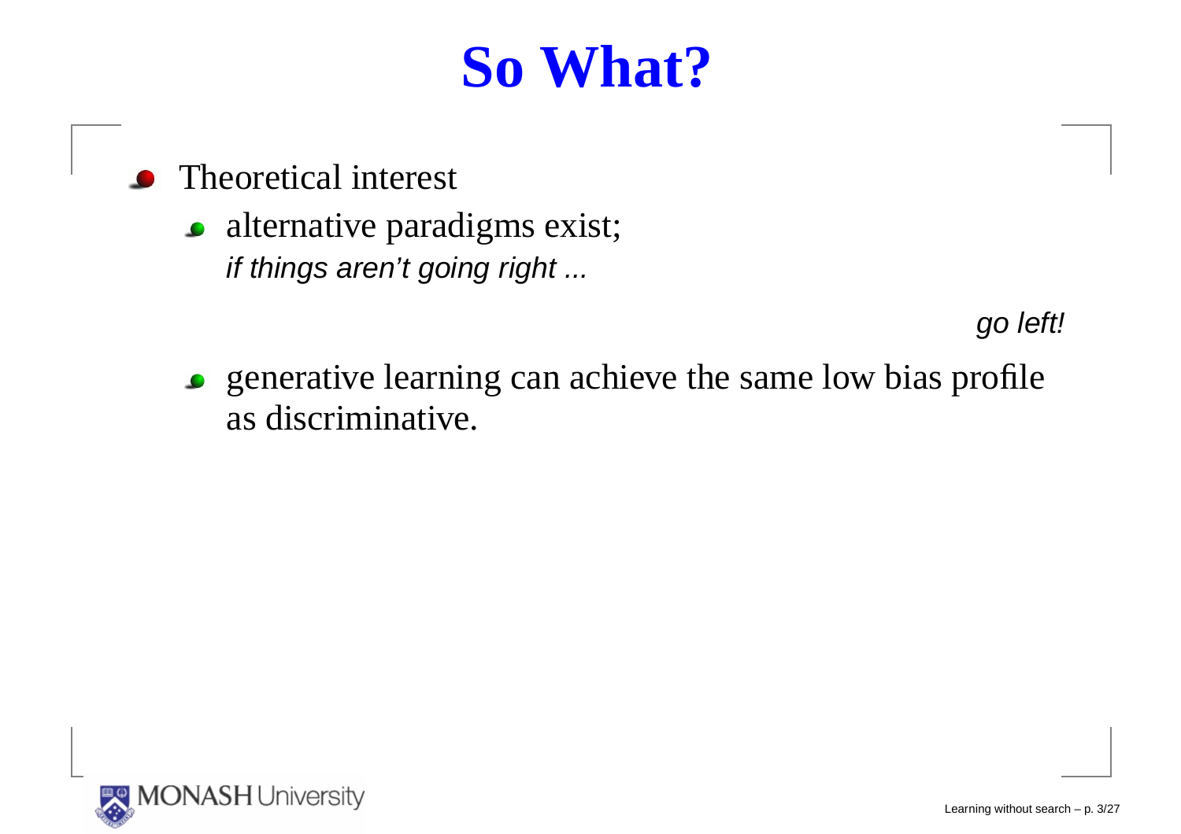# So What?

- Theoretical interest
  - alternative paradigms exist;
    *if things aren't going right ...*

    *go left!*
  - generative learning can achieve the same low bias profile as discriminative.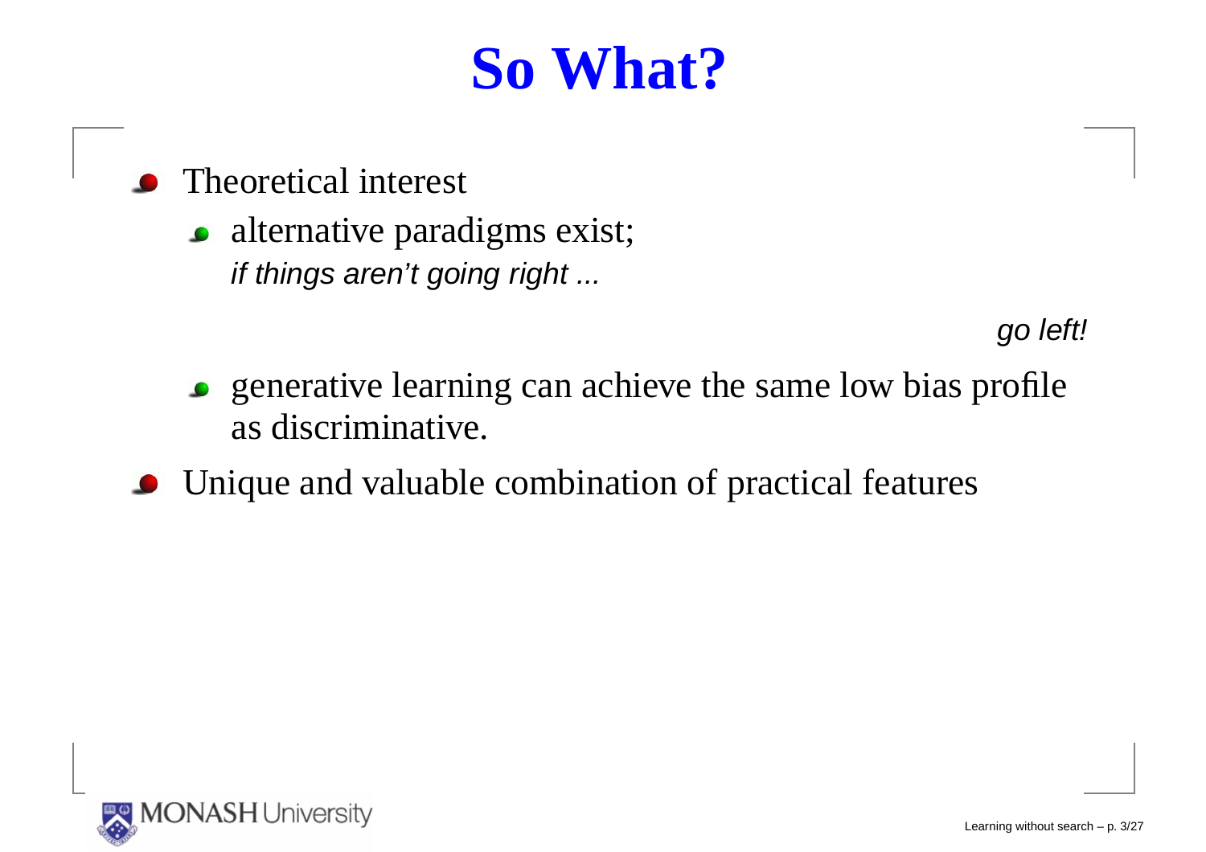# So What?

- Theoretical interest
  - alternative paradigms exist;
    *if things aren't going right ...*

    *go left!*
  - generative learning can achieve the same low bias profile as discriminative.
- Unique and valuable combination of practical features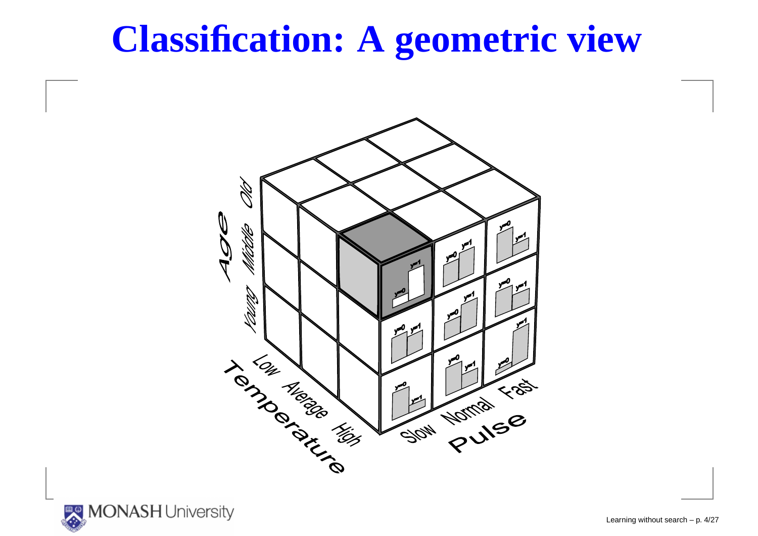# Classification: A geometric view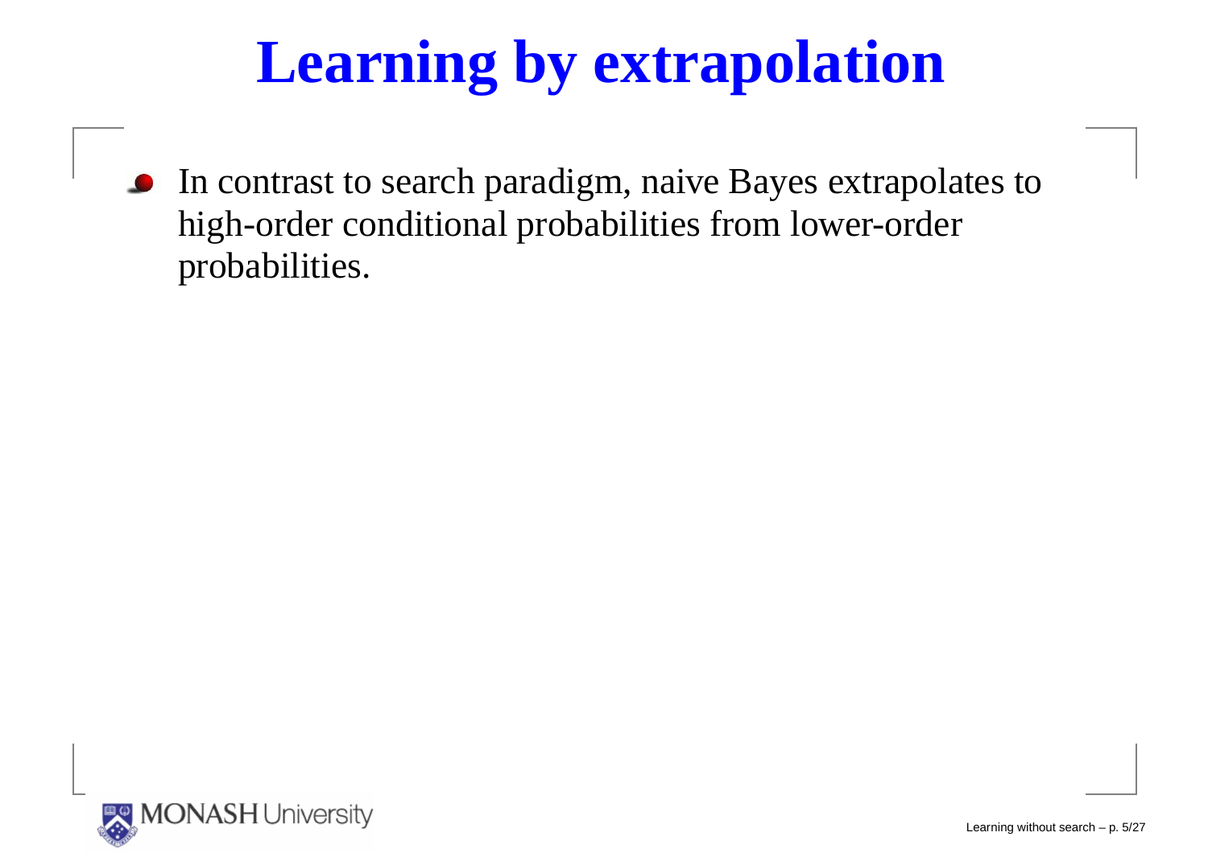# Learning by extrapolation

- In contrast to search paradigm, naive Bayes extrapolates to high-order conditional probabilities from lower-order probabilities.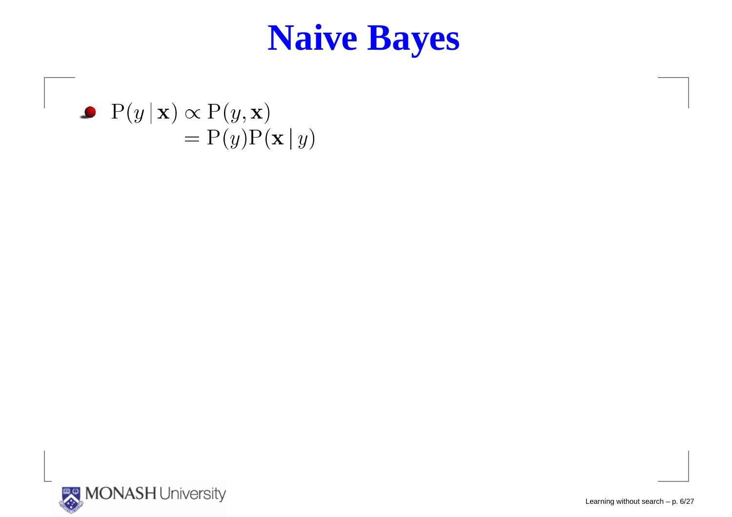# Naive Bayes

- $$\begin{aligned} \mathrm{P}(y \mid \mathbf{x}) &\propto \mathrm{P}(y, \mathbf{x}) \\ &= \mathrm{P}(y)\mathrm{P}(\mathbf{x} \mid y) \end{aligned}$$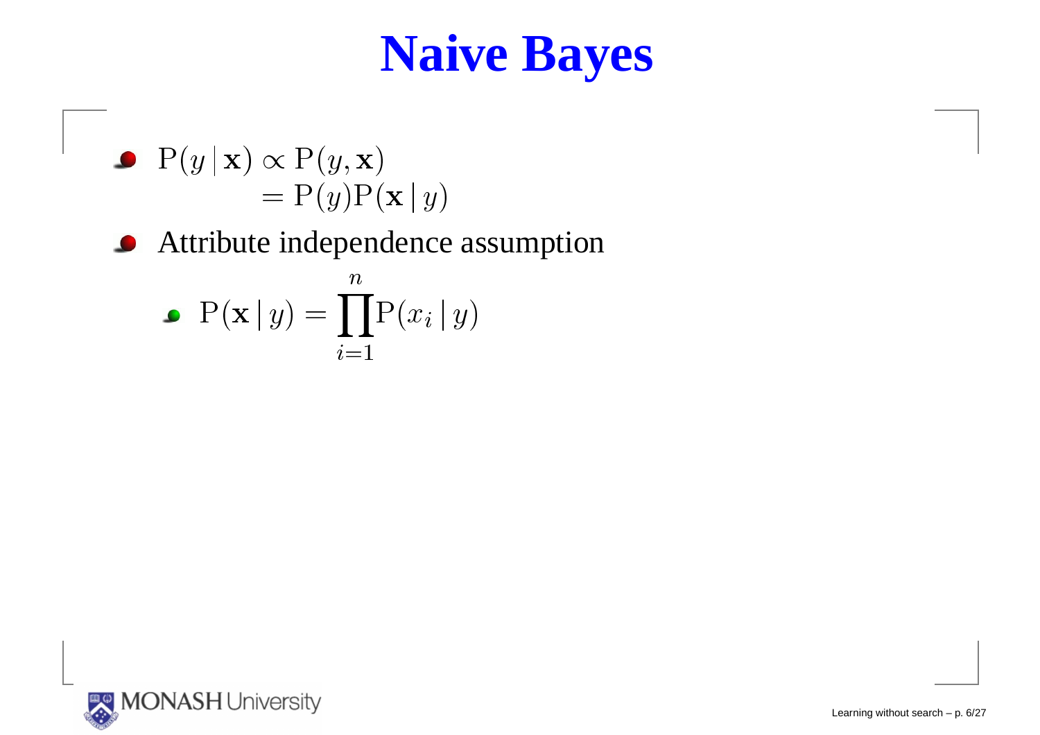# Naive Bayes

- $$\begin{aligned} \mathrm{P}(y \mid \mathbf{x}) &\propto \mathrm{P}(y, \mathbf{x}) \\ &= \mathrm{P}(y)\mathrm{P}(\mathbf{x} \mid y) \end{aligned}$$
- Attribute independence assumption
  - $$\mathrm{P}(\mathbf{x} \mid y) = \prod_{i=1}^{n} \mathrm{P}(x_i \mid y)$$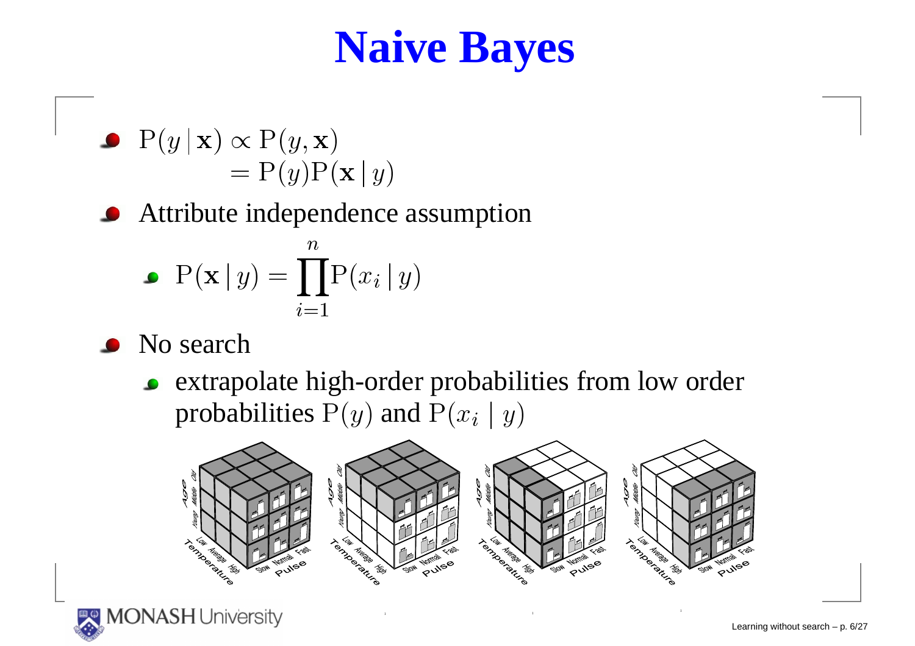# Naive Bayes

- $$\begin{aligned} \mathrm{P}(y \mid \mathbf{x}) &\propto \mathrm{P}(y, \mathbf{x}) \\ &= \mathrm{P}(y)\mathrm{P}(\mathbf{x} \mid y) \end{aligned}$$
- Attribute independence assumption
  - $$\mathrm{P}(\mathbf{x} \mid y) = \prod_{i=1}^{n} \mathrm{P}(x_i \mid y)$$
- No search
  - extrapolate high-order probabilities from low order probabilities $\mathrm{P}(y)$ and $\mathrm{P}(x_i \mid y)$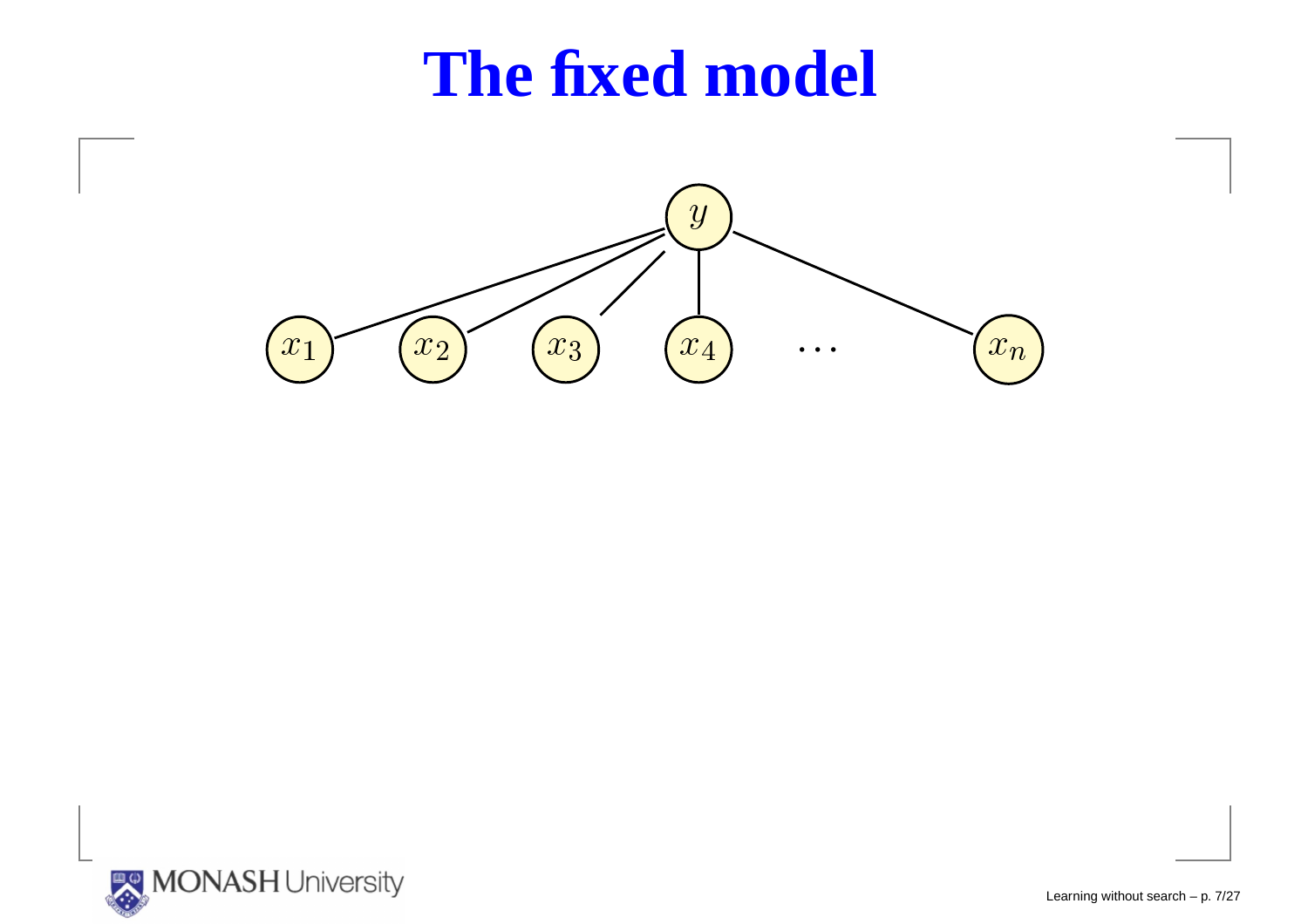# The fixed model

$y$

$x_1$ $x_2$ $x_3$ $x_4$ $\cdots$ $x_n$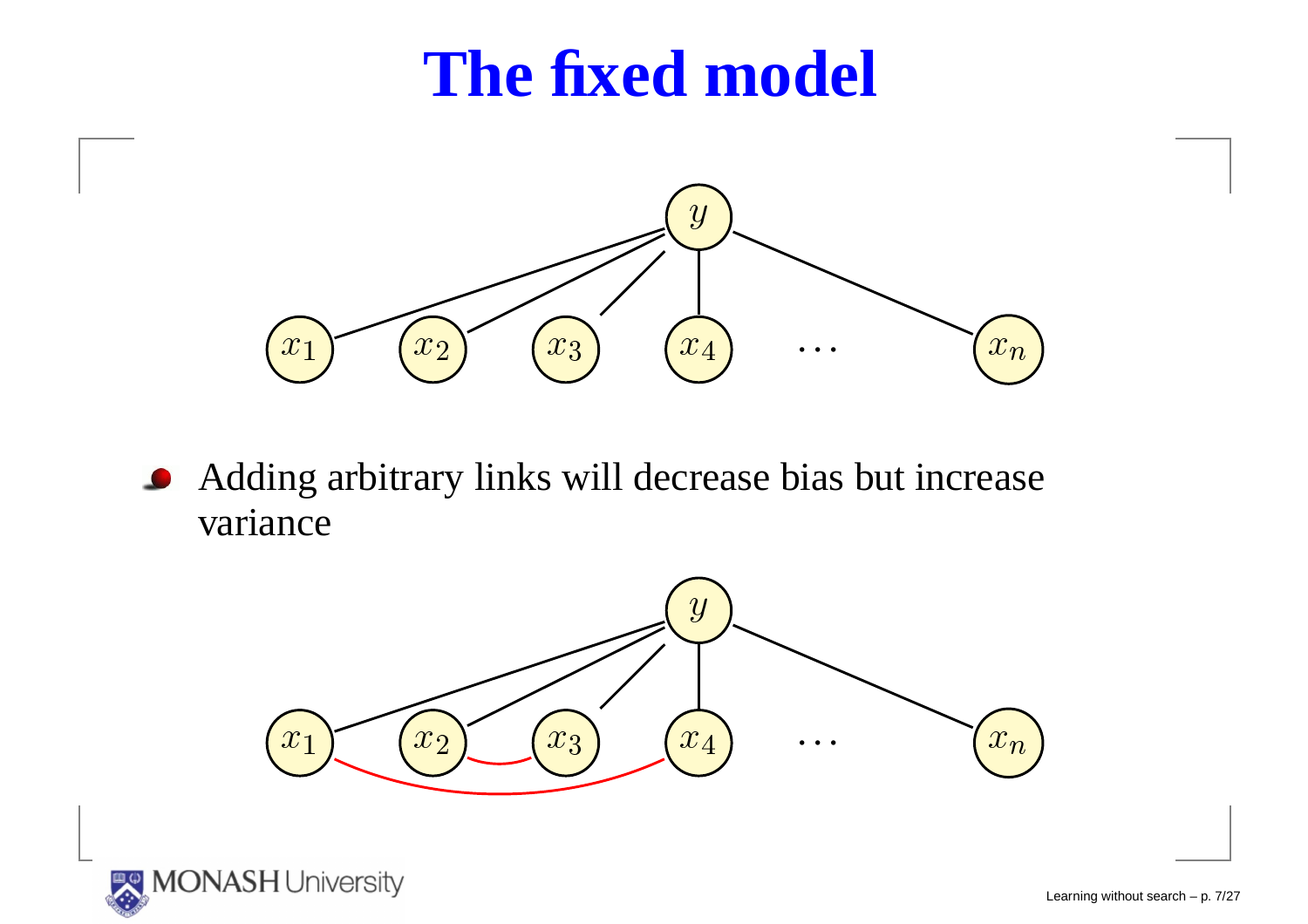# The fixed model

- Adding arbitrary links will decrease bias but increase variance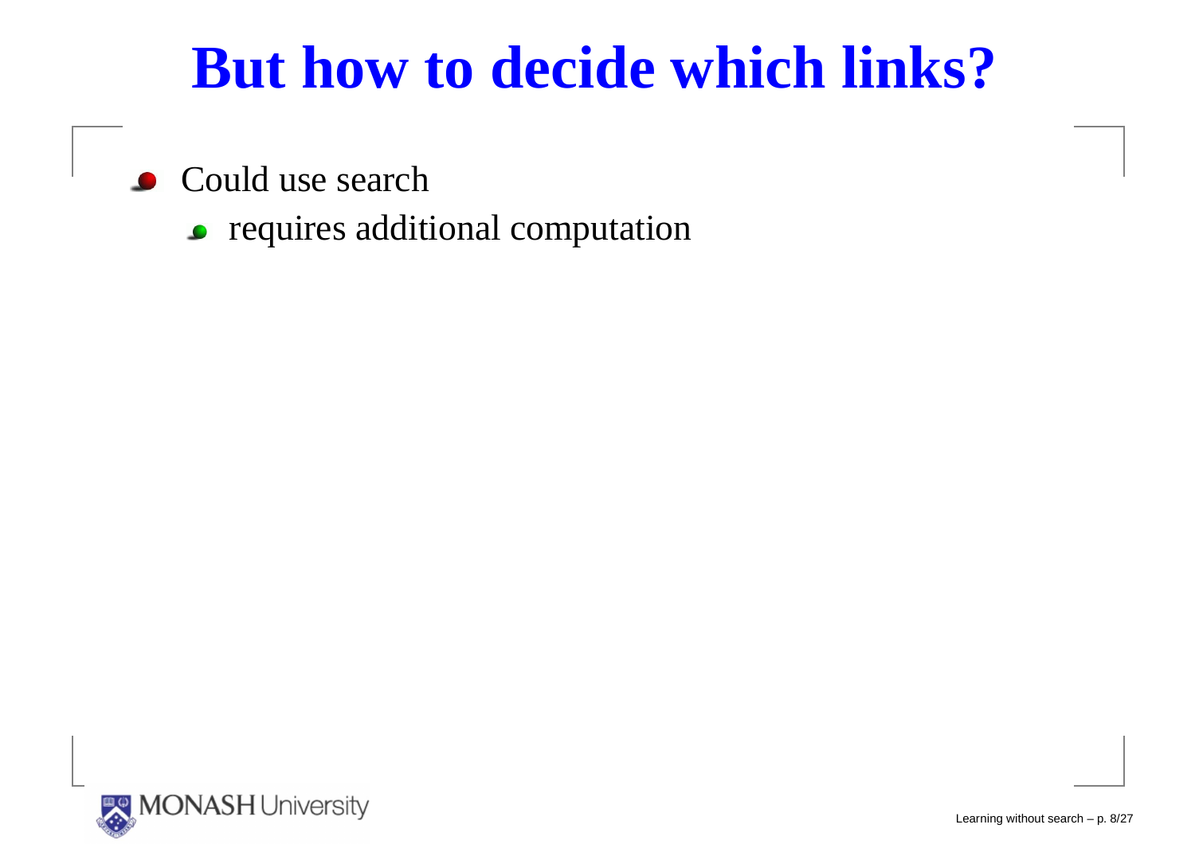# But how to decide which links?

- Could use search
  - requires additional computation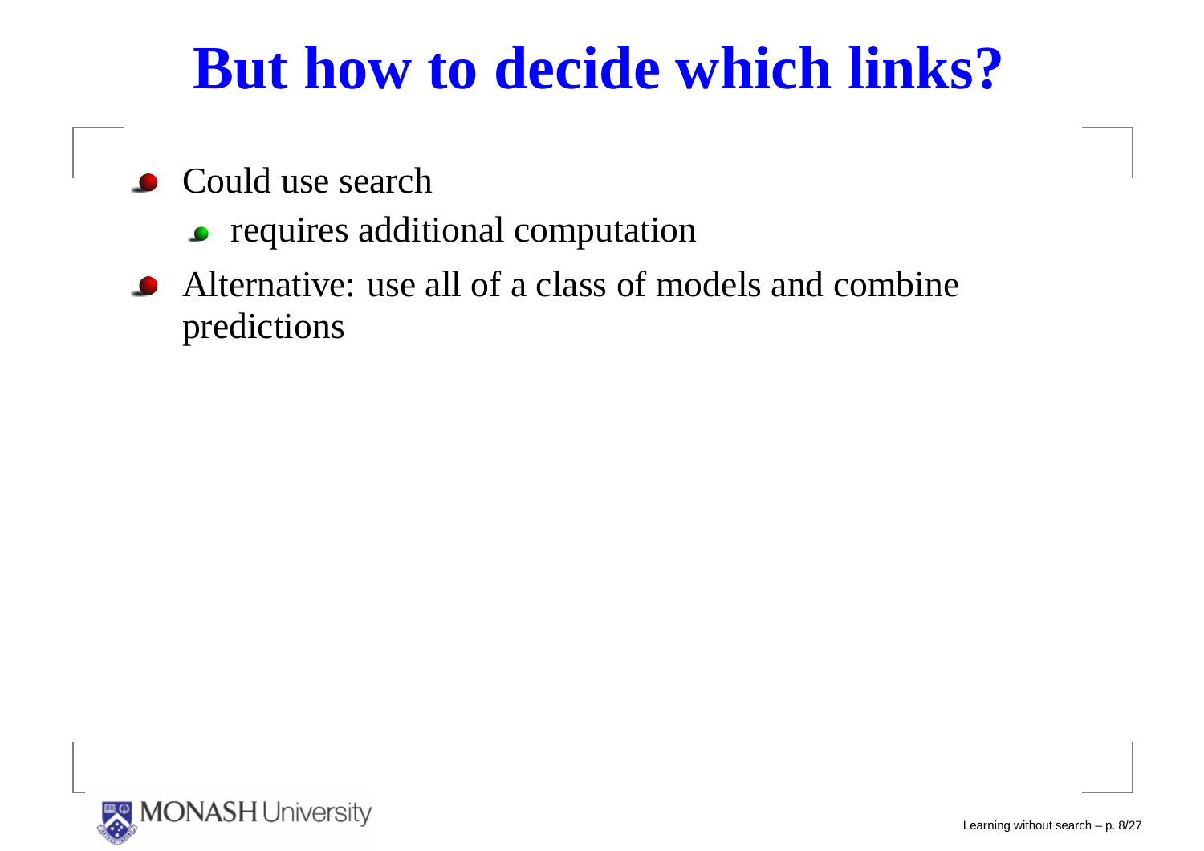# But how to decide which links?

- Could use search
  - requires additional computation
- Alternative: use all of a class of models and combine predictions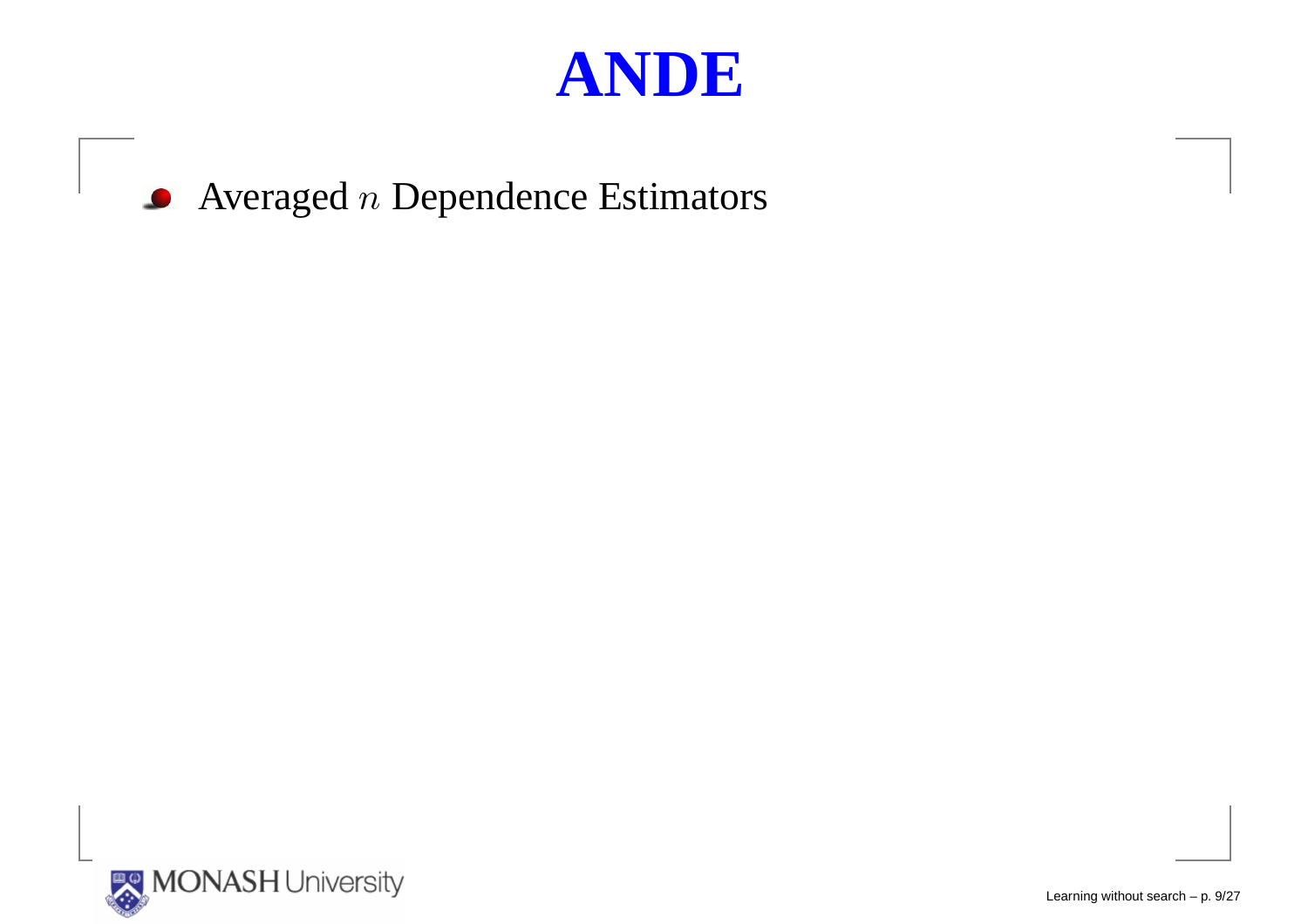# ANDE

- Averaged $n$ Dependence Estimators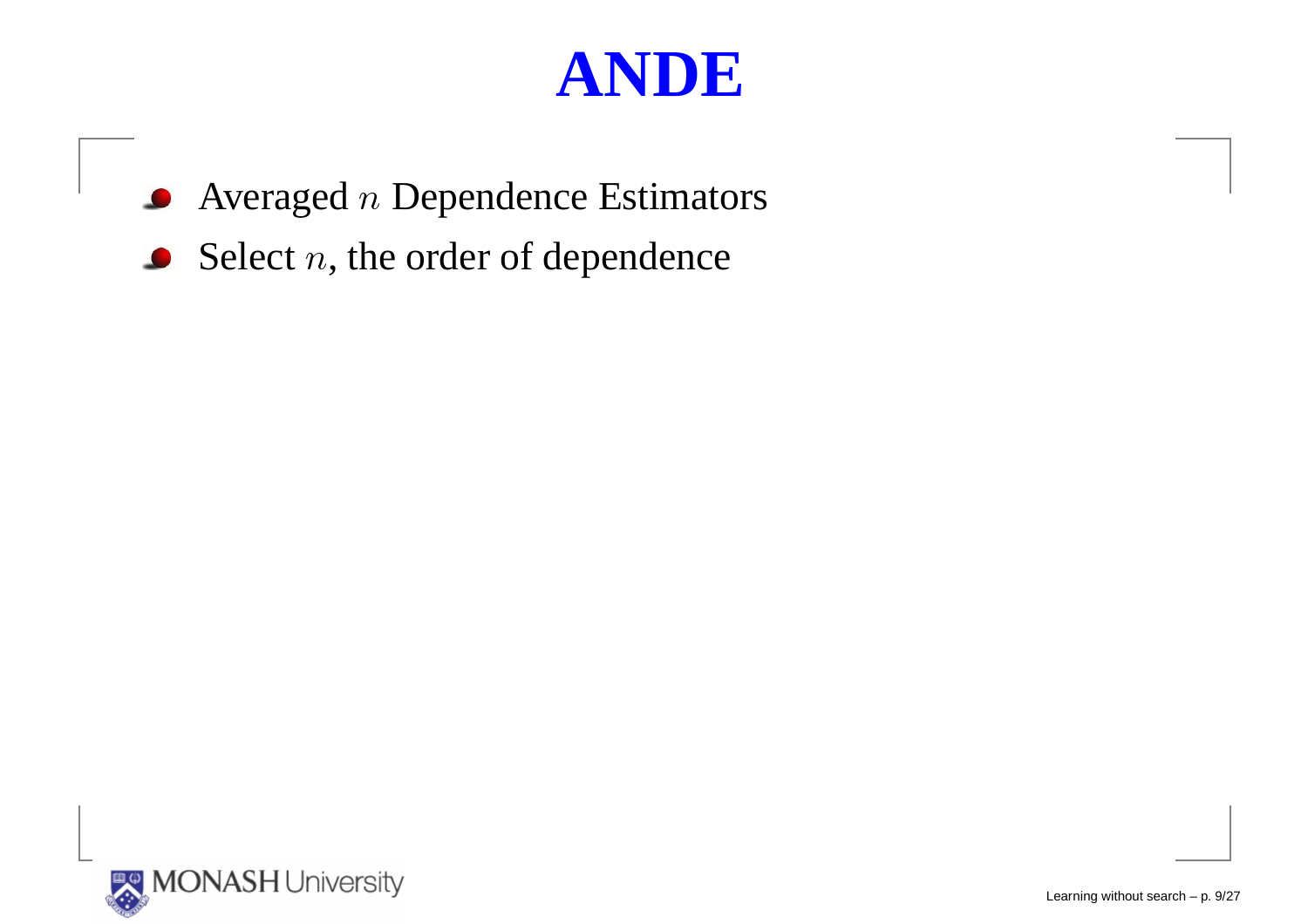# ANDE

- Averaged $n$ Dependence Estimators
- Select $n$, the order of dependence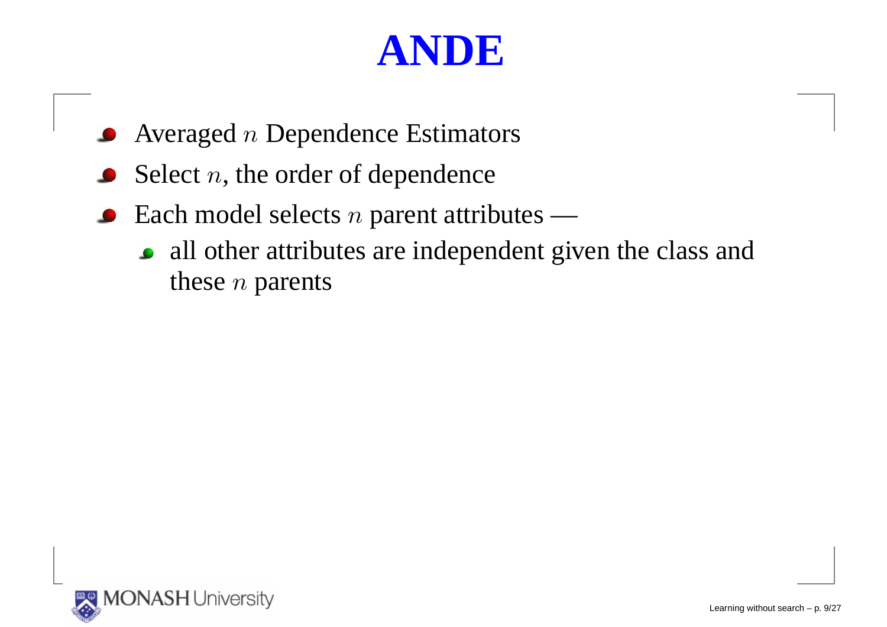# ANDE

- Averaged $n$ Dependence Estimators
- Select $n$, the order of dependence
- Each model selects $n$ parent attributes —
  - all other attributes are independent given the class and these $n$ parents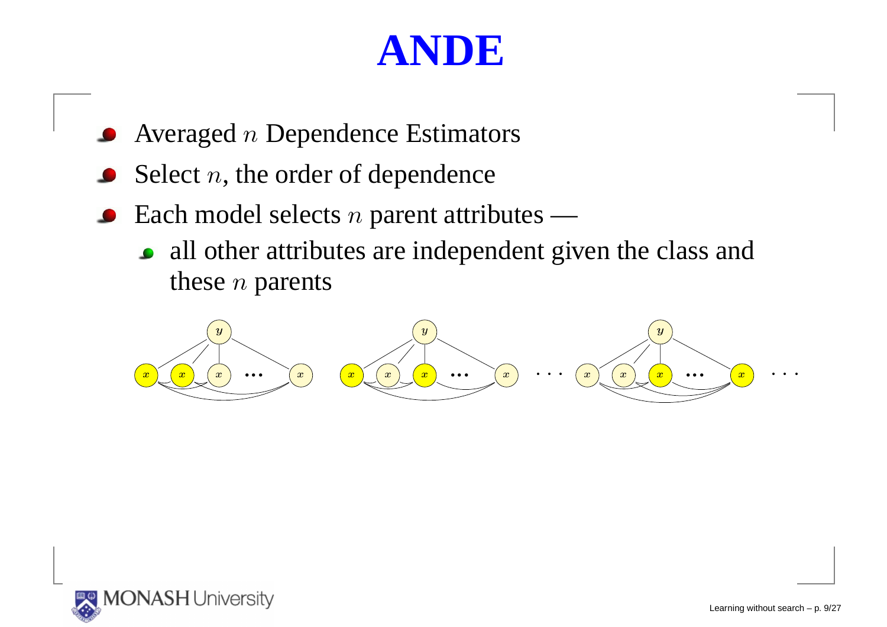# ANDE

- Averaged $n$ Dependence Estimators
- Select $n$, the order of dependence
- Each model selects $n$ parent attributes —
  - all other attributes are independent given the class and these $n$ parents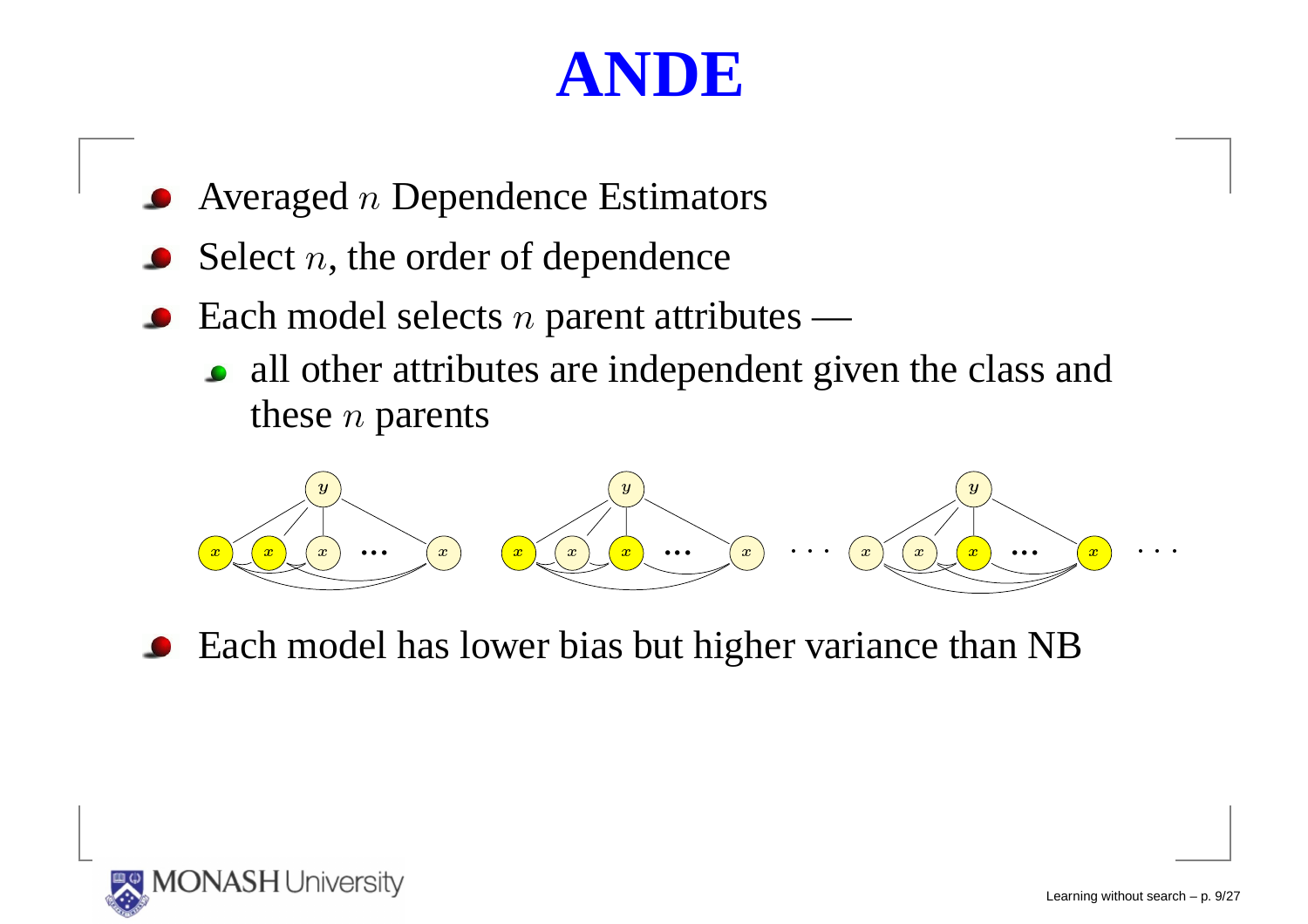# ANDE

- Averaged $n$ Dependence Estimators
- Select $n$, the order of dependence
- Each model selects $n$ parent attributes —
  - all other attributes are independent given the class and these $n$ parents
- Each model has lower bias but higher variance than NB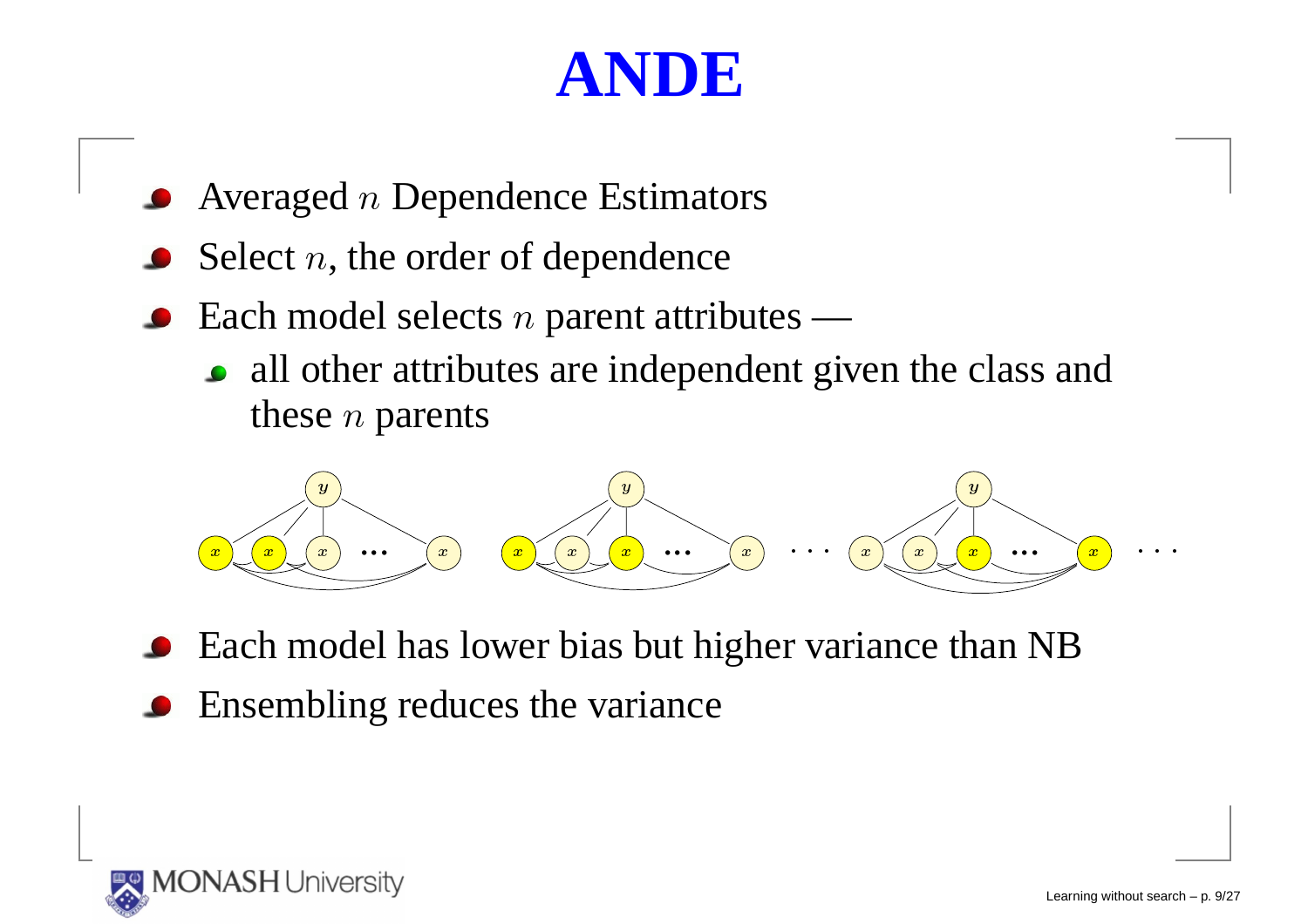# ANDE

- Averaged $n$ Dependence Estimators
- Select $n$, the order of dependence
- Each model selects $n$ parent attributes —
  - all other attributes are independent given the class and these $n$ parents
- Each model has lower bias but higher variance than NB
- Ensembling reduces the variance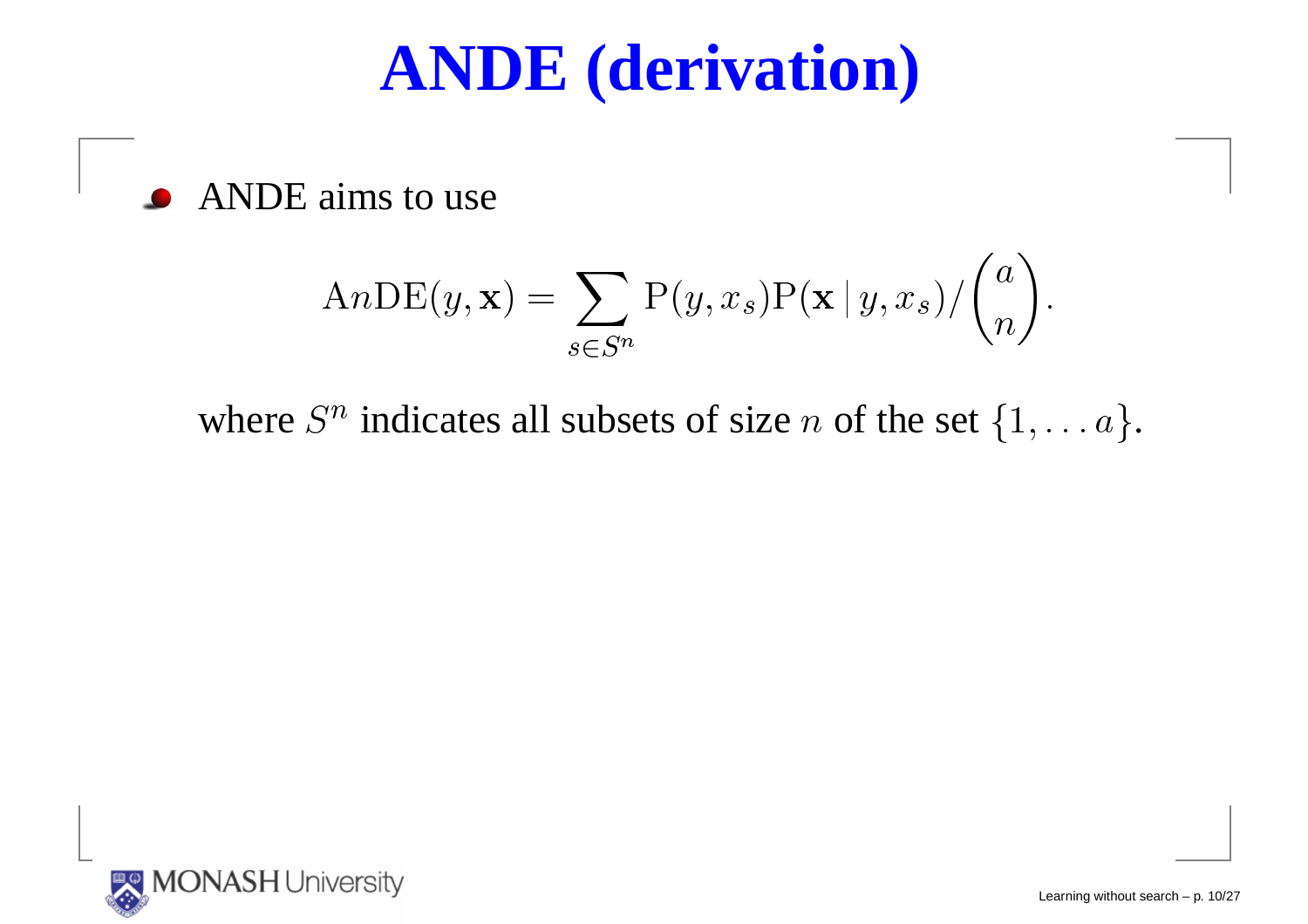# ANDE (derivation)

- ANDE aims to use

$$\mathrm{A}n\mathrm{DE}(y, \mathbf{x}) = \sum_{s \in S^n} \mathrm{P}(y, x_s)\mathrm{P}(\mathbf{x} \mid y, x_s) / \binom{a}{n}.$$

where $S^n$ indicates all subsets of size $n$ of the set $\{1, \ldots a\}$.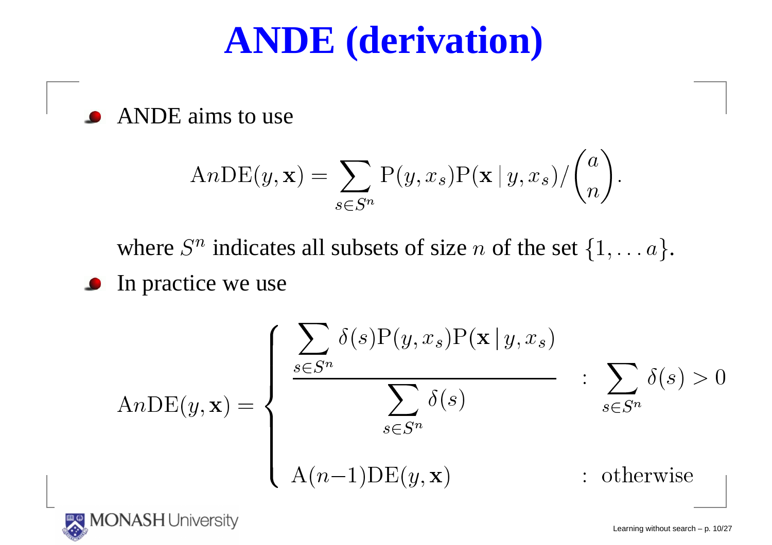# ANDE (derivation)

- ANDE aims to use

$$\mathrm{A}n\mathrm{DE}(y, \mathbf{x}) = \sum_{s \in S^n} \mathrm{P}(y, x_s)\mathrm{P}(\mathbf{x} \,|\, y, x_s) / \binom{a}{n}.$$

  where $S^n$ indicates all subsets of size $n$ of the set $\{1, \ldots a\}$.

- In practice we use

$$\mathrm{A}n\mathrm{DE}(y, \mathbf{x}) = \begin{cases} \dfrac{\sum_{s \in S^n} \delta(s)\mathrm{P}(y, x_s)\mathrm{P}(\mathbf{x} \,|\, y, x_s)}{\sum_{s \in S^n} \delta(s)} & : \sum_{s \in S^n} \delta(s) > 0 \\ \mathrm{A}(n{-}1)\mathrm{DE}(y, \mathbf{x}) & : \text{otherwise} \end{cases}$$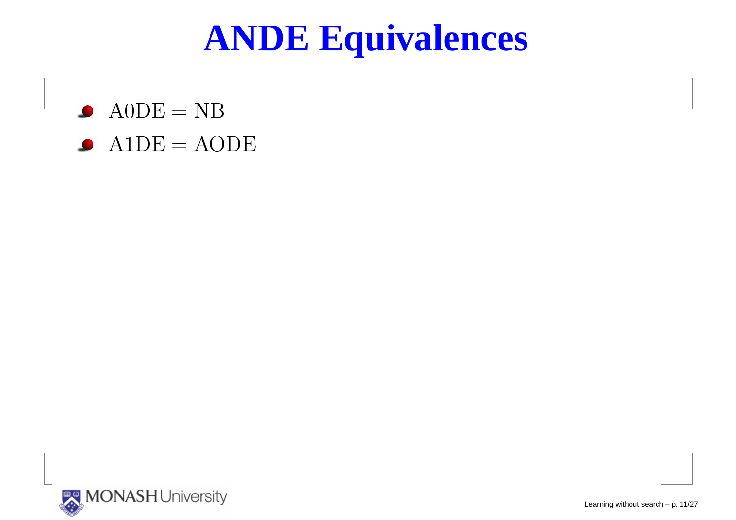# ANDE Equivalences

- A0DE = NB
- A1DE = AODE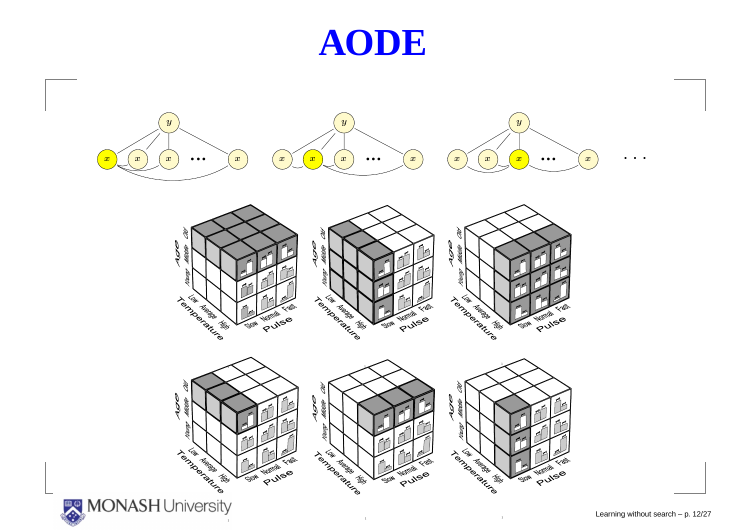# AODE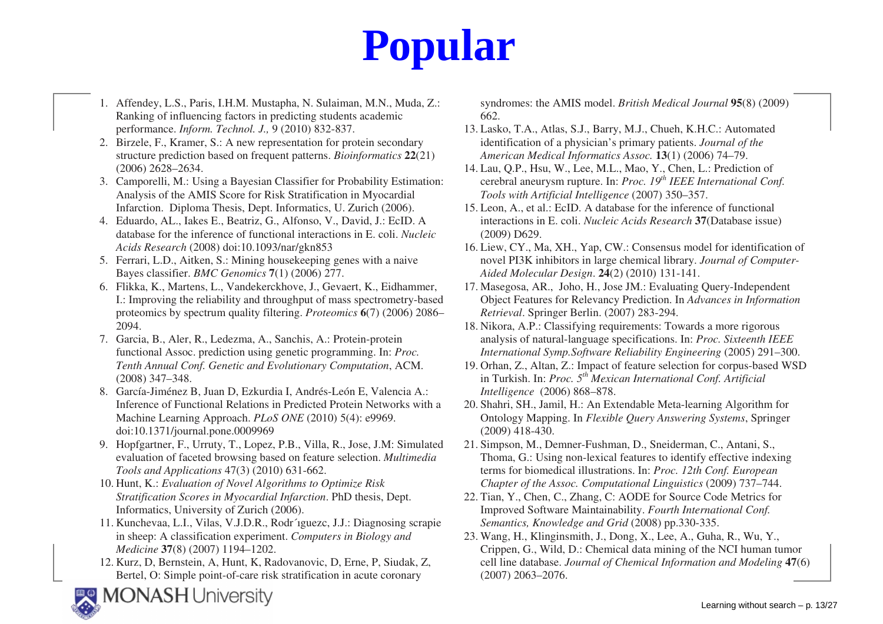# Popular

1. Affendey, L.S., Paris, I.H.M. Mustapha, N. Sulaiman, M.N., Muda, Z.: Ranking of influencing factors in predicting students academic performance. *Inform. Technol. J.,* 9 (2010) 832-837.
2. Birzele, F., Kramer, S.: A new representation for protein secondary structure prediction based on frequent patterns. *Bioinformatics* **22**(21) (2006) 2628–2634.
3. Camporelli, M.: Using a Bayesian Classifier for Probability Estimation: Analysis of the AMIS Score for Risk Stratification in Myocardial Infarction. Diploma Thesis, Dept. Informatics, U. Zurich (2006).
4. Eduardo, AL., Iakes E., Beatriz, G., Alfonso, V., David, J.: EcID. A database for the inference of functional interactions in E. coli. *Nucleic Acids Research* (2008) doi:10.1093/nar/gkn853
5. Ferrari, L.D., Aitken, S.: Mining housekeeping genes with a naive Bayes classifier. *BMC Genomics* **7**(1) (2006) 277.
6. Flikka, K., Martens, L., Vandekerckhove, J., Gevaert, K., Eidhammer, I.: Improving the reliability and throughput of mass spectrometry-based proteomics by spectrum quality filtering. *Proteomics* **6**(7) (2006) 2086–2094.
7. Garcia, B., Aler, R., Ledezma, A., Sanchis, A.: Protein-protein functional Assoc. prediction using genetic programming. In: *Proc. Tenth Annual Conf. Genetic and Evolutionary Computation*, ACM. (2008) 347–348.
8. García-Jiménez B, Juan D, Ezkurdia I, Andrés-León E, Valencia A.: Inference of Functional Relations in Predicted Protein Networks with a Machine Learning Approach. *PLoS ONE* (2010) 5(4): e9969. doi:10.1371/journal.pone.0009969
9. Hopfgartner, F., Urruty, T., Lopez, P.B., Villa, R., Jose, J.M: Simulated evaluation of faceted browsing based on feature selection. *Multimedia Tools and Applications* 47(3) (2010) 631-662.
10. Hunt, K.: *Evaluation of Novel Algorithms to Optimize Risk Stratification Scores in Myocardial Infarction*. PhD thesis, Dept. Informatics, University of Zurich (2006).
11. Kunchevaa, L.I., Vilas, V.J.D.R., Rodr´ıguezc, J.J.: Diagnosing scrapie in sheep: A classification experiment. *Computers in Biology and Medicine* **37**(8) (2007) 1194–1202.
12. Kurz, D, Bernstein, A, Hunt, K, Radovanovic, D, Erne, P, Siudak, Z, Bertel, O: Simple point-of-care risk stratification in acute coronary syndromes: the AMIS model. *British Medical Journal* **95**(8) (2009) 662.
13. Lasko, T.A., Atlas, S.J., Barry, M.J., Chueh, K.H.C.: Automated identification of a physician's primary patients. *Journal of the American Medical Informatics Assoc.* **13**(1) (2006) 74–79.
14. Lau, Q.P., Hsu, W., Lee, M.L., Mao, Y., Chen, L.: Prediction of cerebral aneurysm rupture. In: *Proc. 19th IEEE International Conf. Tools with Artificial Intelligence* (2007) 350–357.
15. Leon, A., et al.: EcID. A database for the inference of functional interactions in E. coli. *Nucleic Acids Research* **37**(Database issue) (2009) D629.
16. Liew, CY., Ma, XH., Yap, CW.: Consensus model for identification of novel PI3K inhibitors in large chemical library. *Journal of Computer-Aided Molecular Design*. **24**(2) (2010) 131-141.
17. Masegosa, AR., Joho, H., Jose JM.: Evaluating Query-Independent Object Features for Relevancy Prediction. In *Advances in Information Retrieval*. Springer Berlin. (2007) 283-294.
18. Nikora, A.P.: Classifying requirements: Towards a more rigorous analysis of natural-language specifications. In: *Proc. Sixteenth IEEE International Symp.Software Reliability Engineering* (2005) 291–300.
19. Orhan, Z., Altan, Z.: Impact of feature selection for corpus-based WSD in Turkish. In: *Proc. 5th Mexican International Conf. Artificial Intelligence* (2006) 868–878.
20. Shahri, SH., Jamil, H.: An Extendable Meta-learning Algorithm for Ontology Mapping. In *Flexible Query Answering Systems*, Springer (2009) 418-430.
21. Simpson, M., Demner-Fushman, D., Sneiderman, C., Antani, S., Thoma, G.: Using non-lexical features to identify effective indexing terms for biomedical illustrations. In: *Proc. 12th Conf. European Chapter of the Assoc. Computational Linguistics* (2009) 737–744.
22. Tian, Y., Chen, C., Zhang, C: AODE for Source Code Metrics for Improved Software Maintainability. *Fourth International Conf. Semantics, Knowledge and Grid* (2008) pp.330-335.
23. Wang, H., Klinginsmith, J., Dong, X., Lee, A., Guha, R., Wu, Y., Crippen, G., Wild, D.: Chemical data mining of the NCI human tumor cell line database. *Journal of Chemical Information and Modeling* **47**(6) (2007) 2063–2076.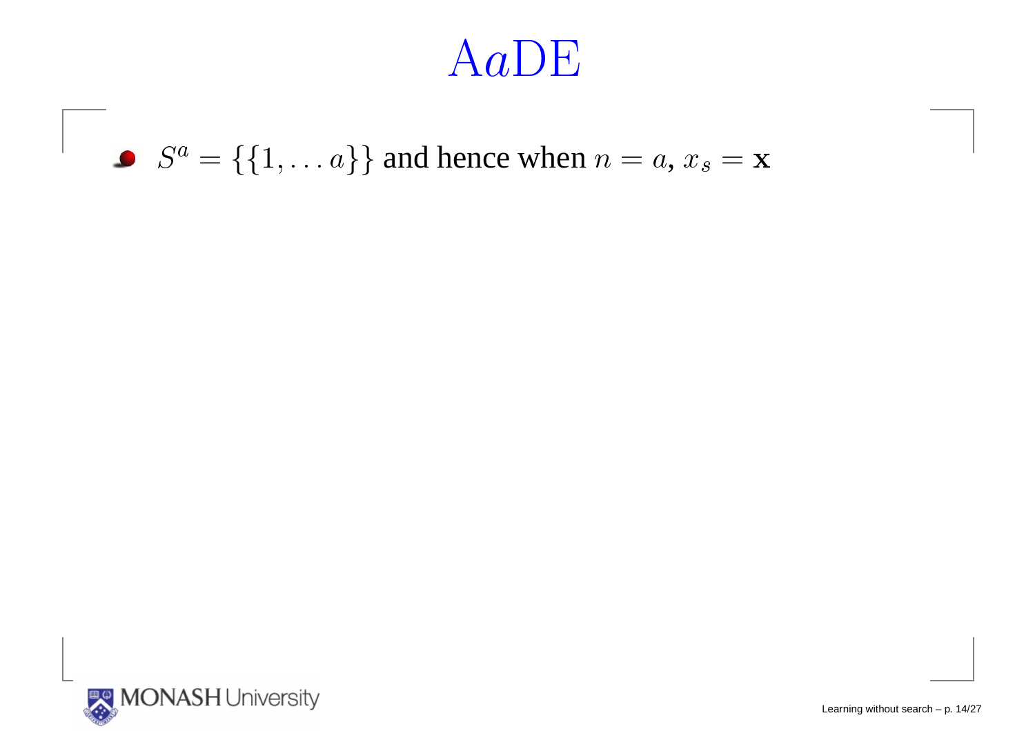# A$a$DE

- $S^a = \{\{1, \ldots a\}\}$ and hence when $n = a$, $x_s = \mathbf{x}$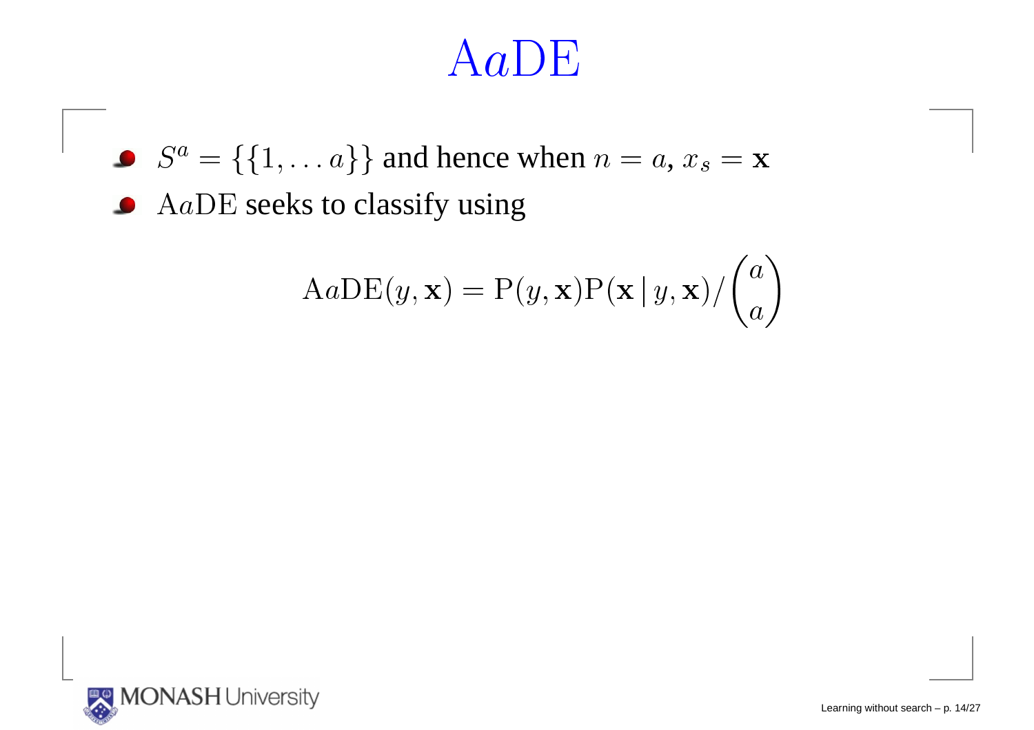# A$a$DE

- $S^a = \{\{1, \ldots a\}\}$ and hence when $n = a$, $x_s = \mathbf{x}$
- A$a$DE seeks to classify using

$$\mathrm{A}a\mathrm{DE}(y, \mathbf{x}) = \mathrm{P}(y, \mathbf{x})\mathrm{P}(\mathbf{x} \,|\, y, \mathbf{x}) / \binom{a}{a}$$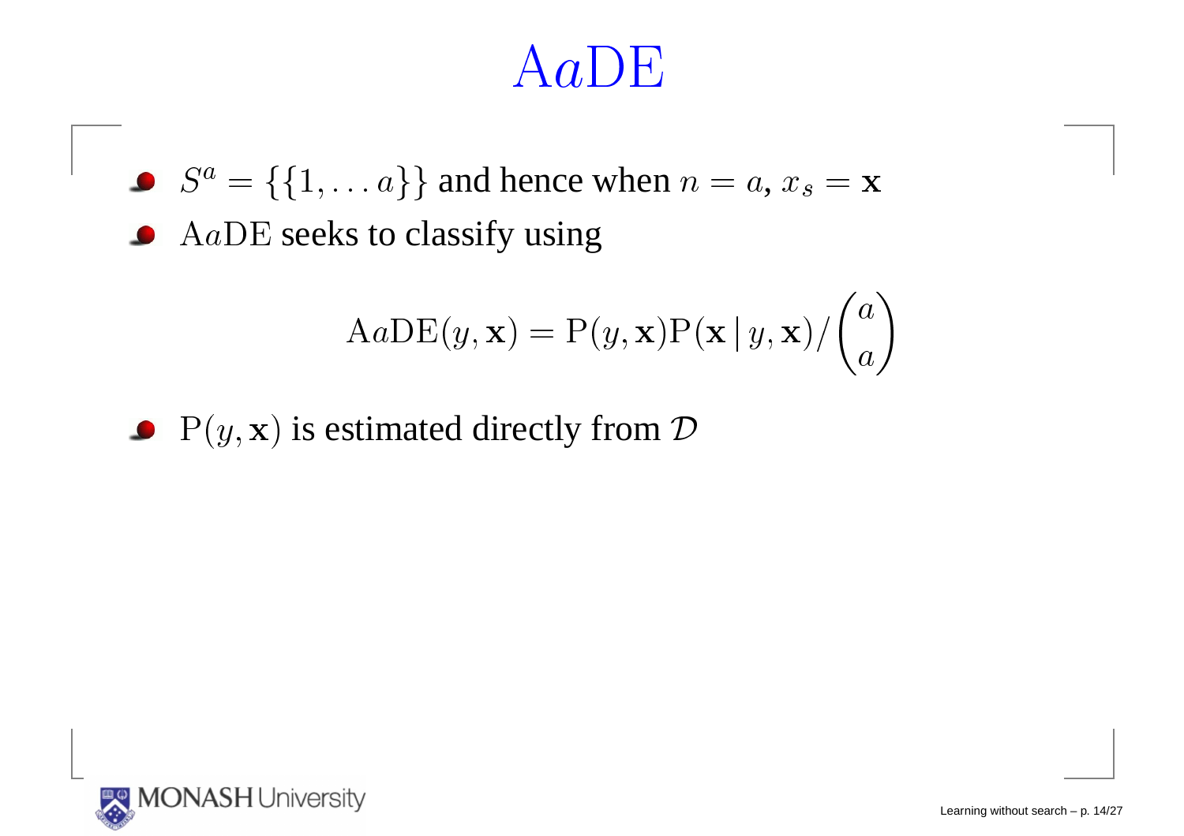# A$a$DE

- $S^a = \{\{1, \ldots a\}\}$ and hence when $n = a$, $x_s = \mathbf{x}$
- A$a$DE seeks to classify using

$$\mathrm{A}a\mathrm{DE}(y, \mathbf{x}) = \mathrm{P}(y, \mathbf{x})\mathrm{P}(\mathbf{x} \,|\, y, \mathbf{x}) / \binom{a}{a}$$

- $\mathrm{P}(y, \mathbf{x})$ is estimated directly from $\mathcal{D}$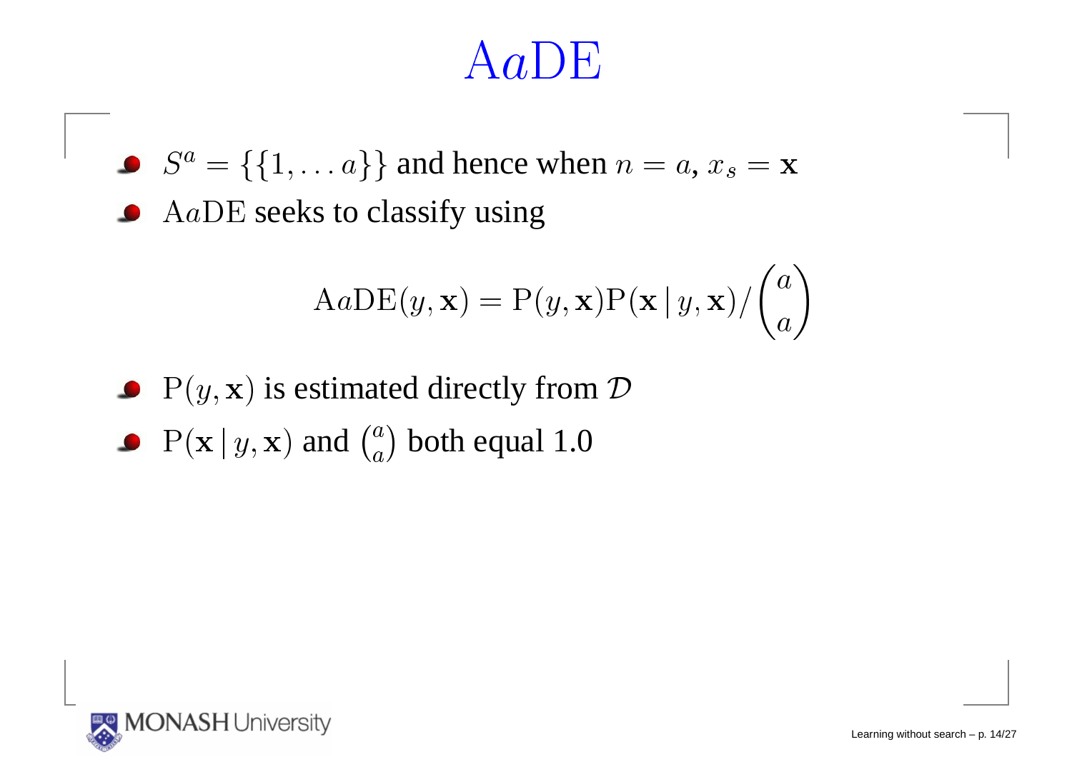# A$a$DE

- $S^a = \{\{1, \ldots a\}\}$ and hence when $n = a$, $x_s = \mathbf{x}$
- A$a$DE seeks to classify using

$$\mathrm{A}a\mathrm{DE}(y, \mathbf{x}) = \mathrm{P}(y, \mathbf{x})\mathrm{P}(\mathbf{x} \,|\, y, \mathbf{x}) / \binom{a}{a}$$

- $\mathrm{P}(y, \mathbf{x})$ is estimated directly from $\mathcal{D}$
- $\mathrm{P}(\mathbf{x} \,|\, y, \mathbf{x})$ and $\binom{a}{a}$ both equal 1.0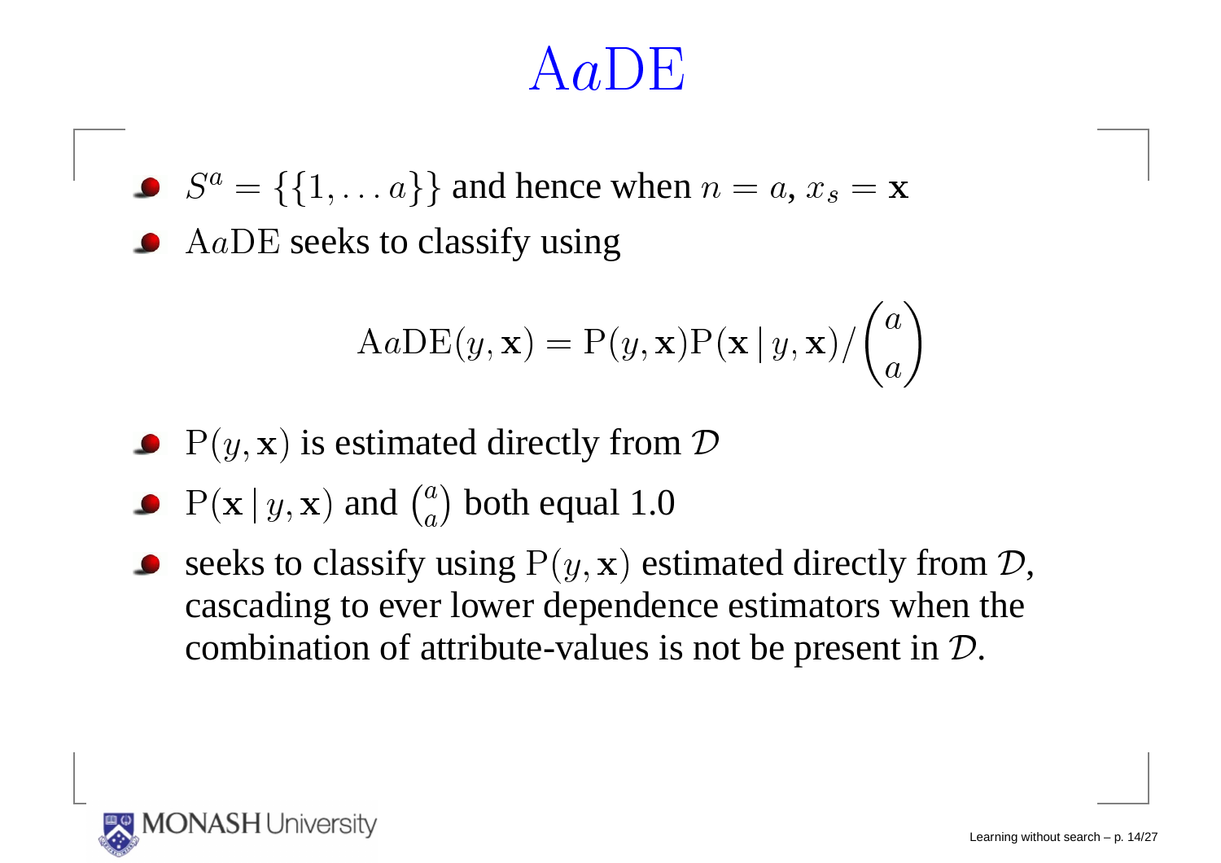# A$a$DE

- $S^a = \{\{1, \ldots a\}\}$ and hence when $n = a$, $x_s = \mathbf{x}$
- A$a$DE seeks to classify using

$$\mathrm{A}a\mathrm{DE}(y, \mathbf{x}) = \mathrm{P}(y, \mathbf{x})\mathrm{P}(\mathbf{x} \,|\, y, \mathbf{x}) / \binom{a}{a}$$

- $\mathrm{P}(y, \mathbf{x})$ is estimated directly from $\mathcal{D}$
- $\mathrm{P}(\mathbf{x} \,|\, y, \mathbf{x})$ and $\binom{a}{a}$ both equal 1.0
- seeks to classify using $\mathrm{P}(y, \mathbf{x})$ estimated directly from $\mathcal{D}$, cascading to ever lower dependence estimators when the combination of attribute-values is not be present in $\mathcal{D}$.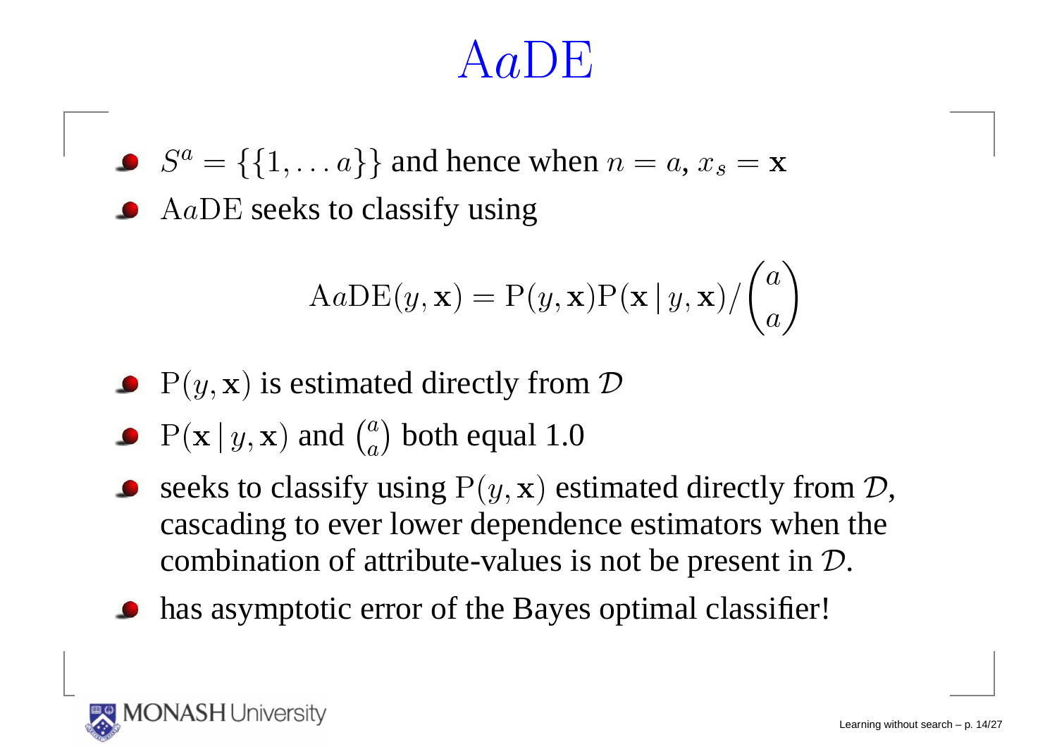# A$a$DE

- $S^a = \{\{1, \ldots a\}\}$ and hence when $n = a$, $x_s = \mathbf{x}$
- A$a$DE seeks to classify using

$$\mathrm{A}a\mathrm{DE}(y, \mathbf{x}) = \mathrm{P}(y, \mathbf{x})\mathrm{P}(\mathbf{x} \,|\, y, \mathbf{x}) / \binom{a}{a}$$

- $\mathrm{P}(y, \mathbf{x})$ is estimated directly from $\mathcal{D}$
- $\mathrm{P}(\mathbf{x} \,|\, y, \mathbf{x})$ and $\binom{a}{a}$ both equal 1.0
- seeks to classify using $\mathrm{P}(y, \mathbf{x})$ estimated directly from $\mathcal{D}$, cascading to ever lower dependence estimators when the combination of attribute-values is not be present in $\mathcal{D}$.
- has asymptotic error of the Bayes optimal classifier!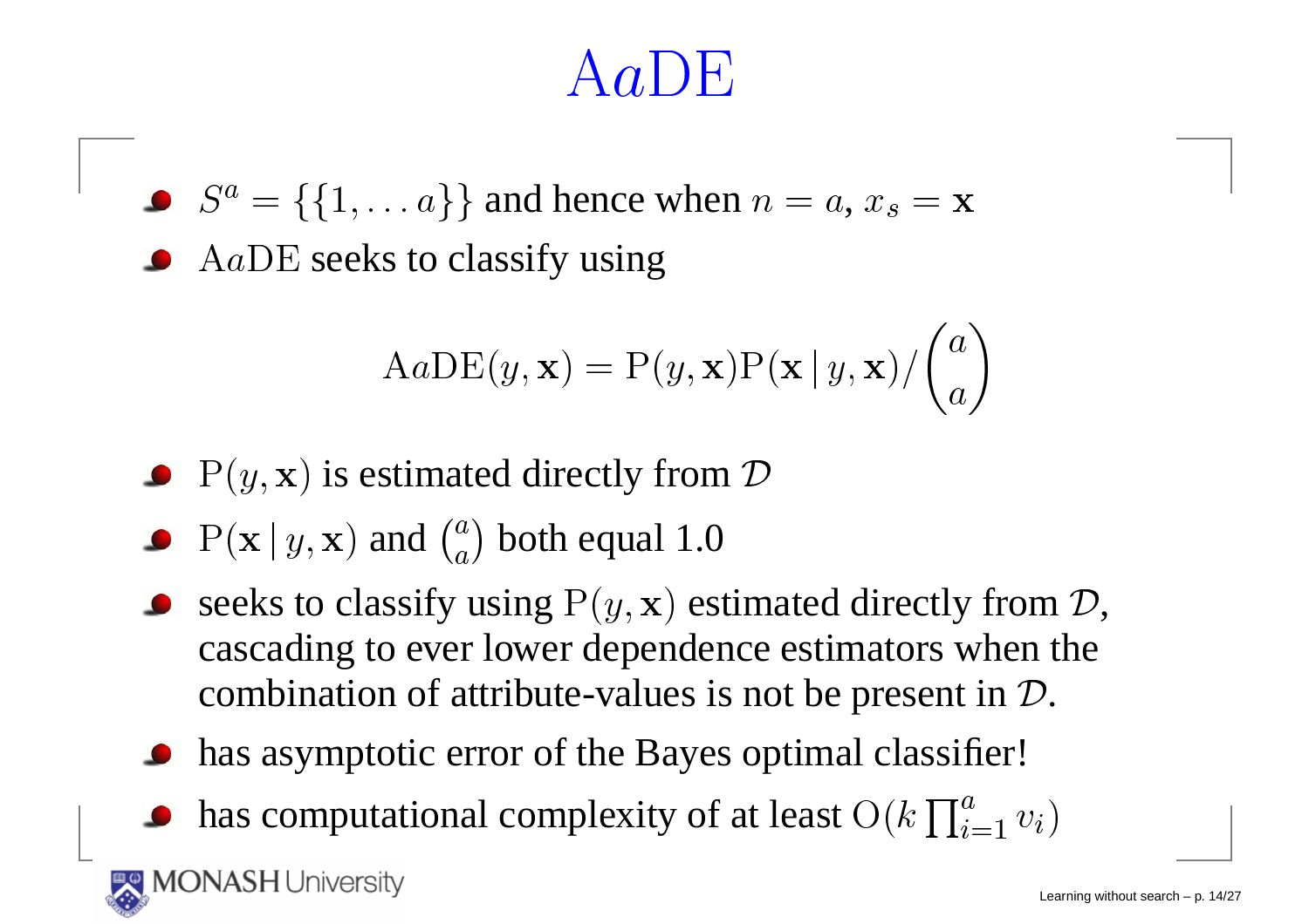# A$a$DE

- $S^a = \{\{1, \ldots a\}\}$ and hence when $n = a$, $x_s = \mathbf{x}$
- A$a$DE seeks to classify using

$$\mathrm{A}a\mathrm{DE}(y, \mathbf{x}) = \mathrm{P}(y, \mathbf{x})\mathrm{P}(\mathbf{x} \,|\, y, \mathbf{x}) / \binom{a}{a}$$

- $\mathrm{P}(y, \mathbf{x})$ is estimated directly from $\mathcal{D}$
- $\mathrm{P}(\mathbf{x} \,|\, y, \mathbf{x})$ and $\binom{a}{a}$ both equal 1.0
- seeks to classify using $\mathrm{P}(y, \mathbf{x})$ estimated directly from $\mathcal{D}$, cascading to ever lower dependence estimators when the combination of attribute-values is not be present in $\mathcal{D}$.
- has asymptotic error of the Bayes optimal classifier!
- has computational complexity of at least $\mathrm{O}(k \prod_{i=1}^{a} v_i)$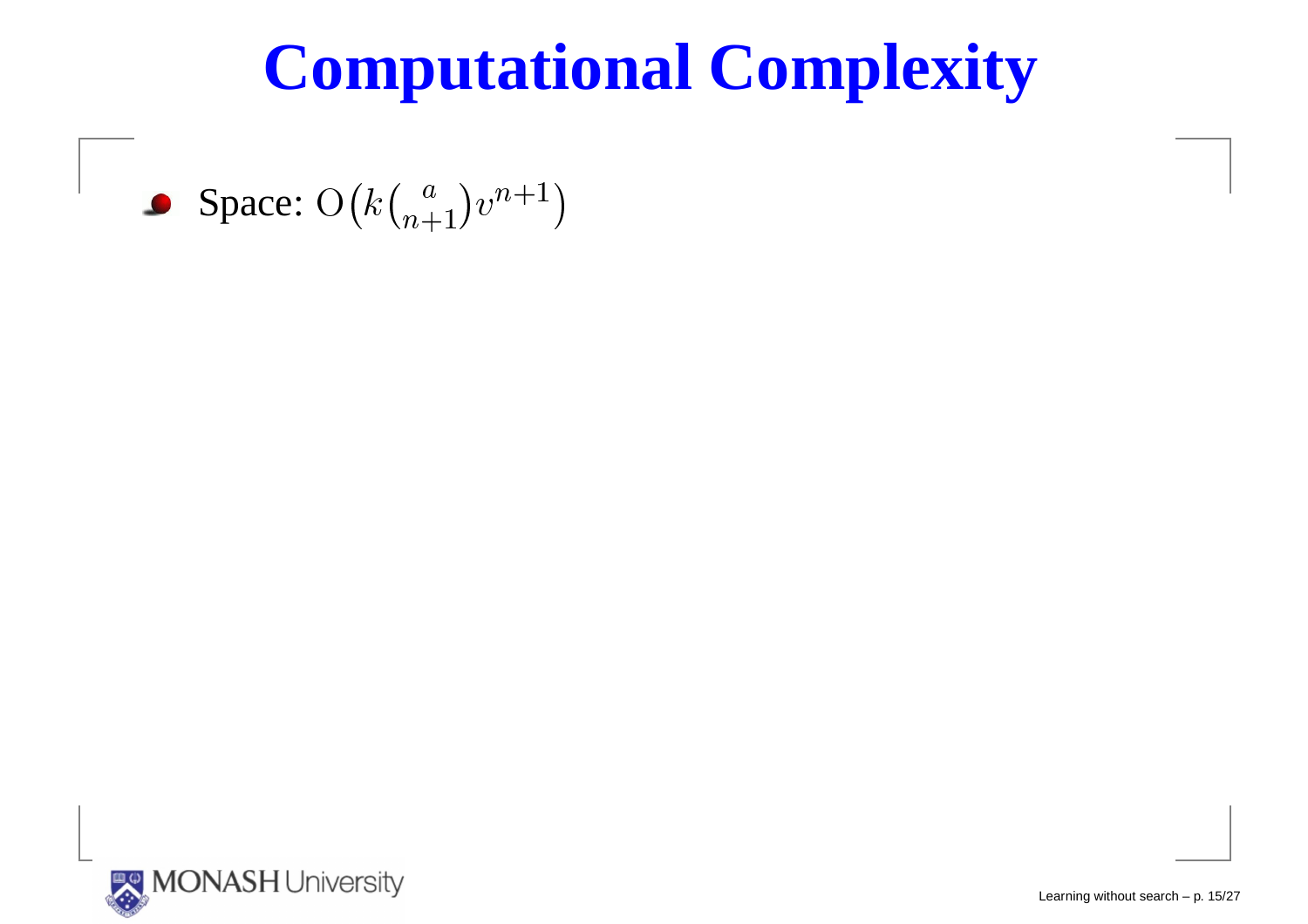# Computational Complexity

- Space: $\mathrm{O}\left(k\binom{a}{n+1}v^{n+1}\right)$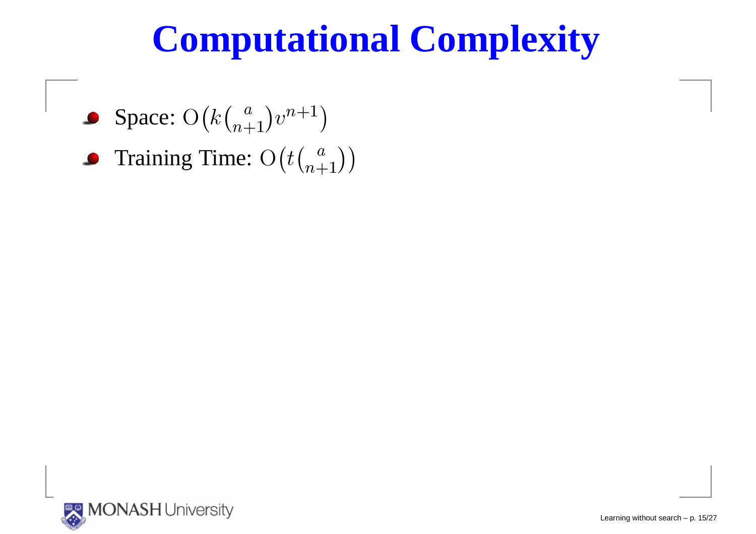# Computational Complexity

- Space: $\mathrm{O}\big(k\binom{a}{n+1}v^{n+1}\big)$
- Training Time: $\mathrm{O}\big(t\binom{a}{n+1}\big)$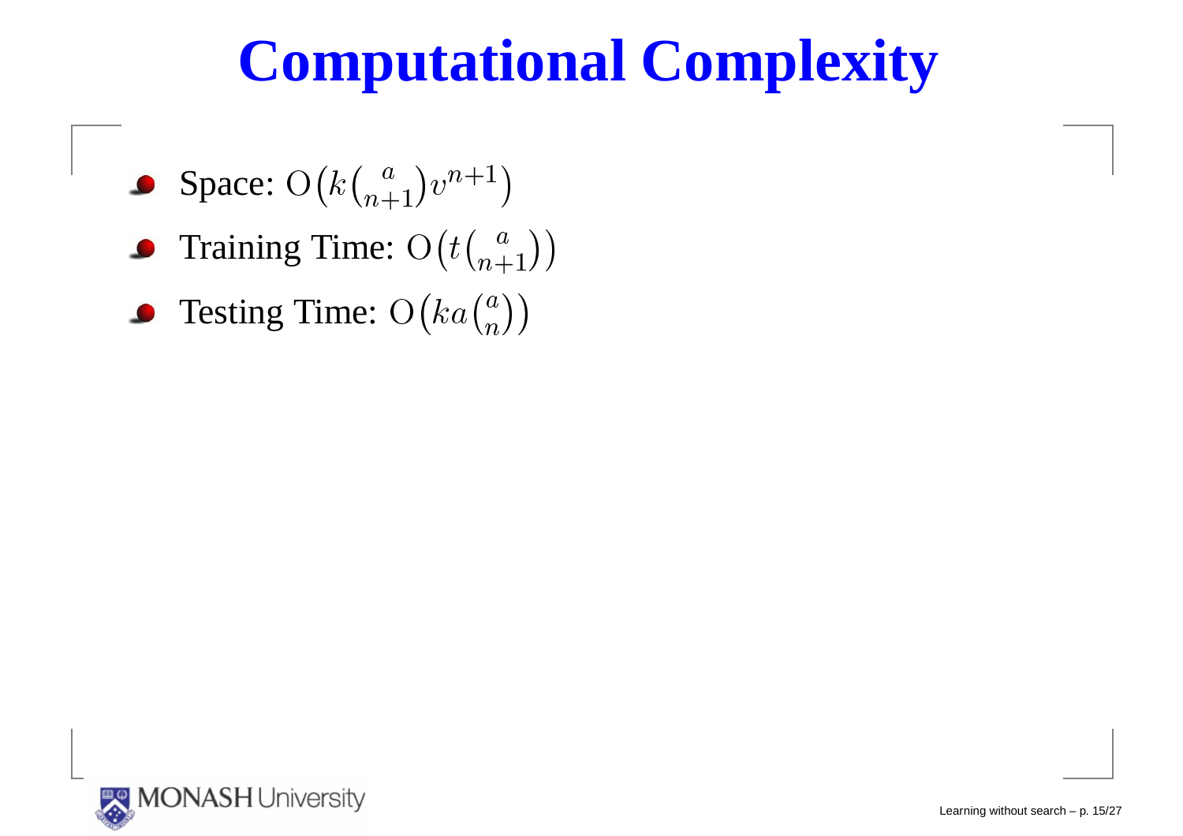# Computational Complexity

- Space: $\mathrm{O}\left(k\binom{a}{n+1}v^{n+1}\right)$
- Training Time: $\mathrm{O}\left(t\binom{a}{n+1}\right)$
- Testing Time: $\mathrm{O}\left(ka\binom{a}{n}\right)$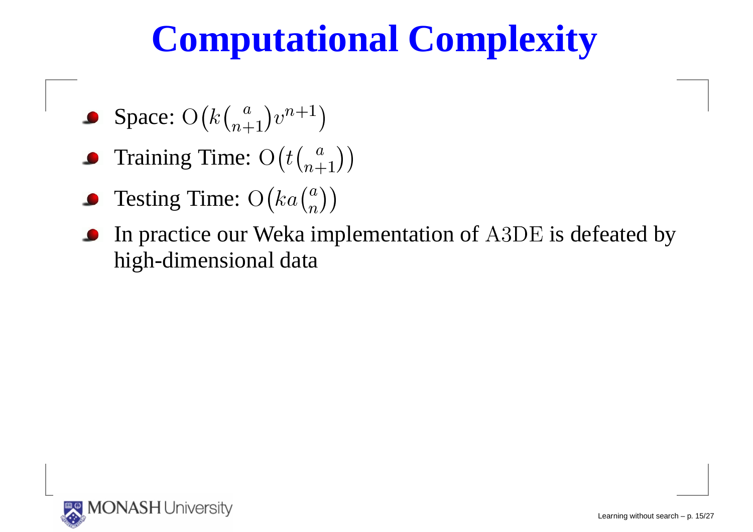# Computational Complexity

- Space: $\mathrm{O}\left(k\binom{a}{n+1}v^{n+1}\right)$
- Training Time: $\mathrm{O}\left(t\binom{a}{n+1}\right)$
- Testing Time: $\mathrm{O}\left(ka\binom{a}{n}\right)$
- In practice our Weka implementation of $\mathrm{A3DE}$ is defeated by high-dimensional data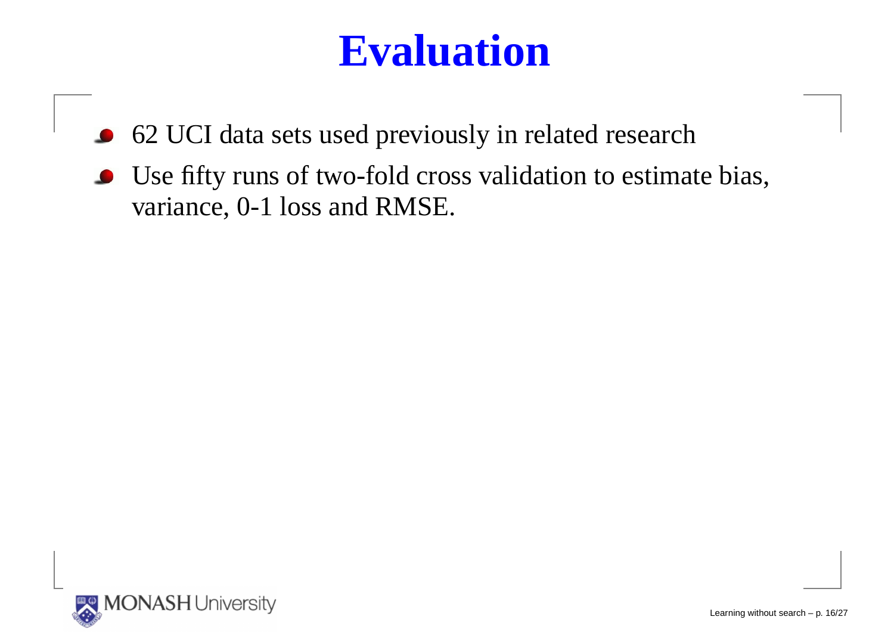# Evaluation

- 62 UCI data sets used previously in related research
- Use fifty runs of two-fold cross validation to estimate bias, variance, 0-1 loss and RMSE.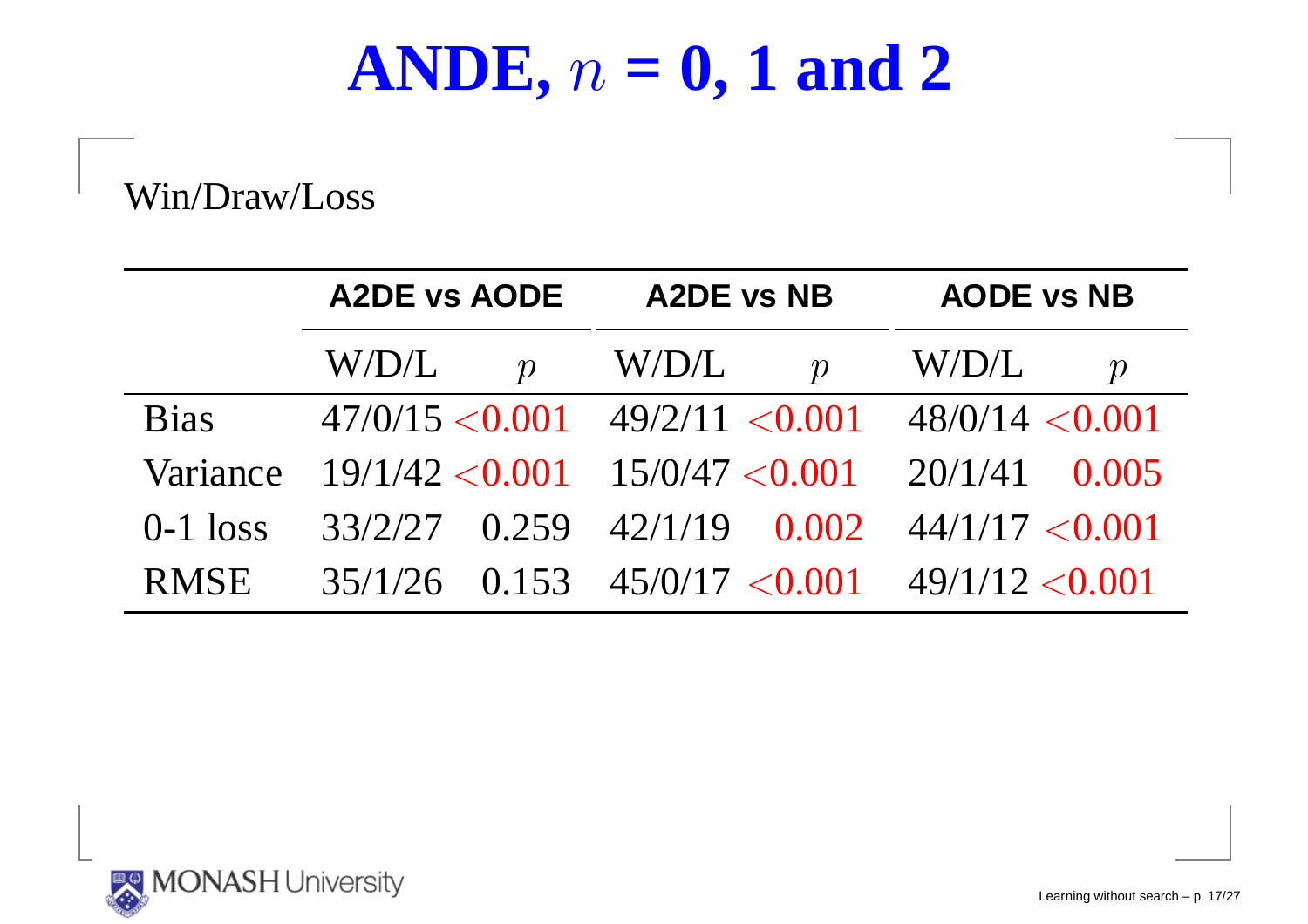# ANDE, $n$ = 0, 1 and 2

Win/Draw/Loss

| | A2DE vs AODE | | A2DE vs NB | | AODE vs NB | |
|---|---|---|---|---|---|---|
| | W/D/L | $p$ | W/D/L | $p$ | W/D/L | $p$ |
| Bias | 47/0/15 | $<0.001$ | 49/2/11 | $<0.001$ | 48/0/14 | $<0.001$ |
| Variance | 19/1/42 | $<0.001$ | 15/0/47 | $<0.001$ | 20/1/41 | 0.005 |
| 0-1 loss | 33/2/27 | 0.259 | 42/1/19 | 0.002 | 44/1/17 | $<0.001$ |
| RMSE | 35/1/26 | 0.153 | 45/0/17 | $<0.001$ | 49/1/12 | $<0.001$ |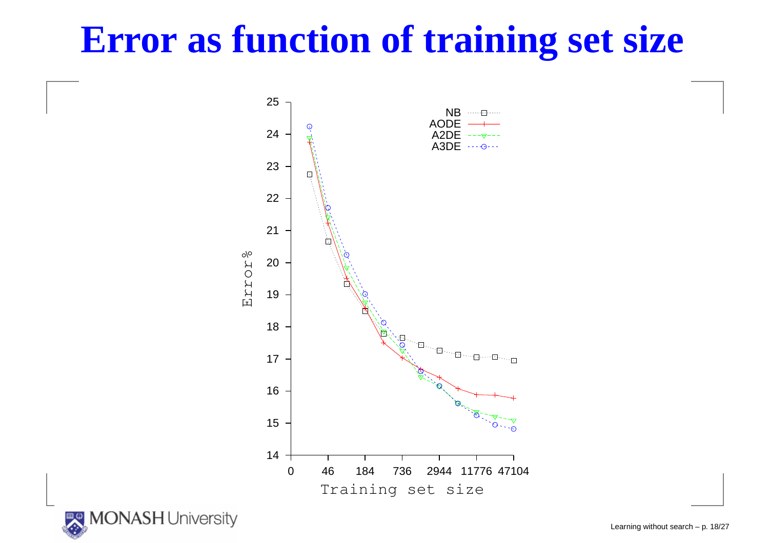# Error as function of training set size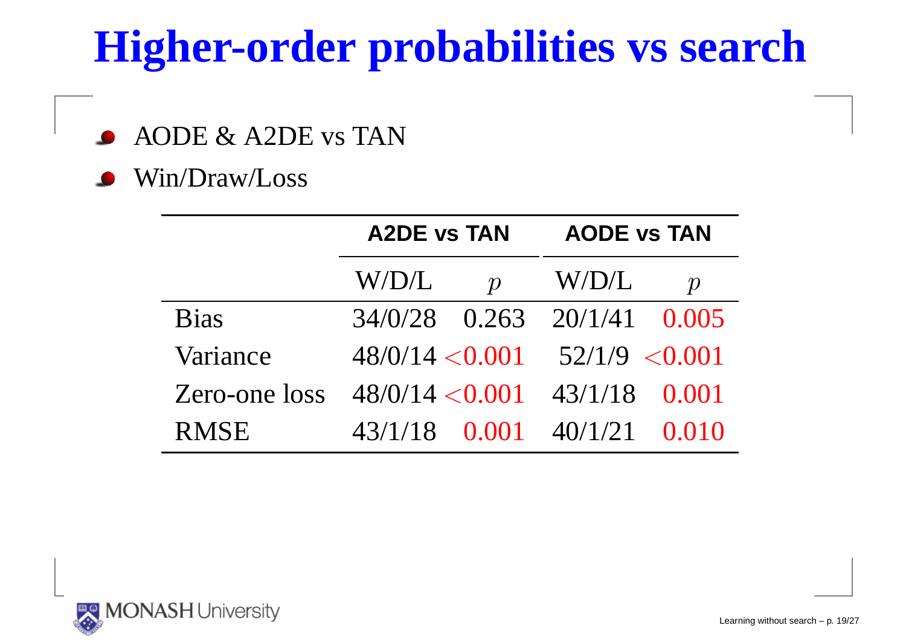# Higher-order probabilities vs search

- AODE & A2DE vs TAN
- Win/Draw/Loss

| | A2DE vs TAN | | AODE vs TAN | |
|---|---|---|---|---|
| | W/D/L | $p$ | W/D/L | $p$ |
| Bias | 34/0/28 | 0.263 | 20/1/41 | 0.005 |
| Variance | 48/0/14 | <0.001 | 52/1/9 | <0.001 |
| Zero-one loss | 48/0/14 | <0.001 | 43/1/18 | 0.001 |
| RMSE | 43/1/18 | 0.001 | 40/1/21 | 0.010 |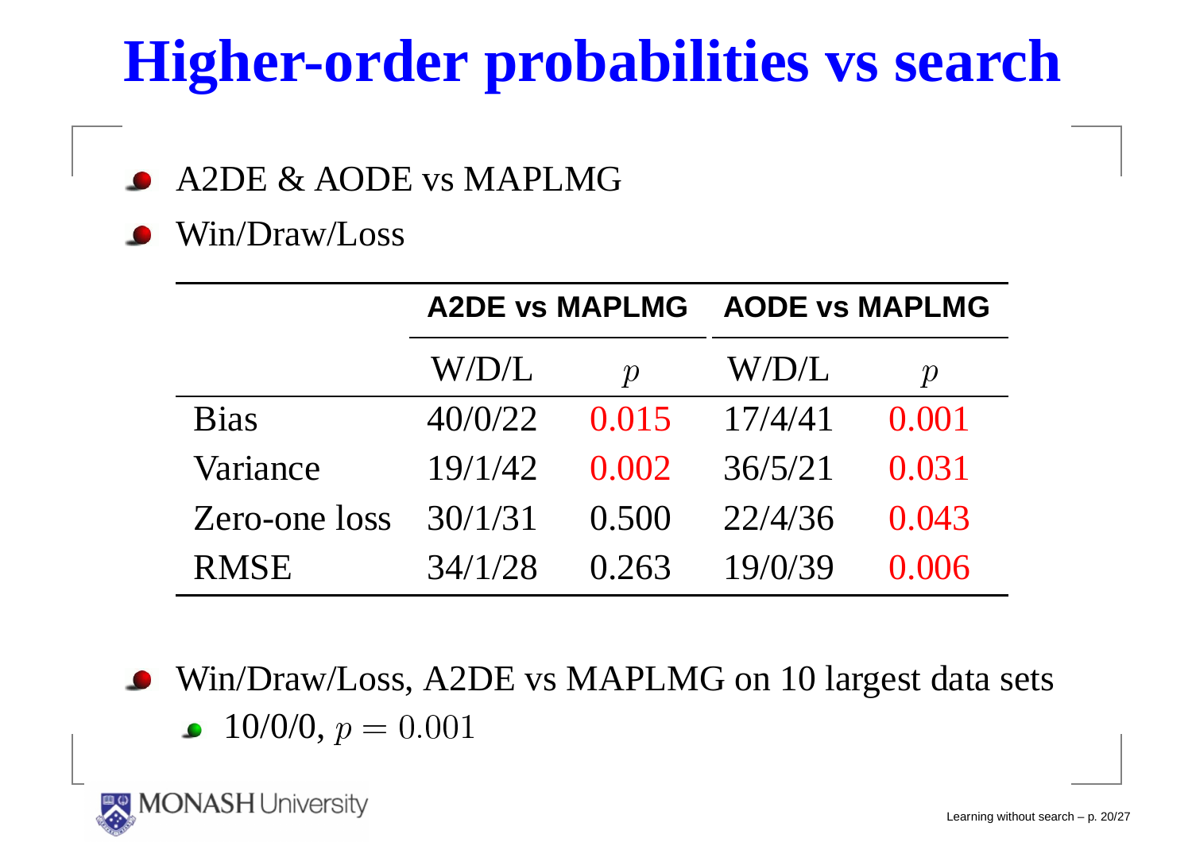# Higher-order probabilities vs search

- A2DE & AODE vs MAPLMG
- Win/Draw/Loss

| | A2DE vs MAPLMG | | AODE vs MAPLMG | |
|---|---|---|---|---|
| | W/D/L | $p$ | W/D/L | $p$ |
| Bias | 40/0/22 | 0.015 | 17/4/41 | 0.001 |
| Variance | 19/1/42 | 0.002 | 36/5/21 | 0.031 |
| Zero-one loss | 30/1/31 | 0.500 | 22/4/36 | 0.043 |
| RMSE | 34/1/28 | 0.263 | 19/0/39 | 0.006 |

- Win/Draw/Loss, A2DE vs MAPLMG on 10 largest data sets
  - 10/0/0, $p = 0.001$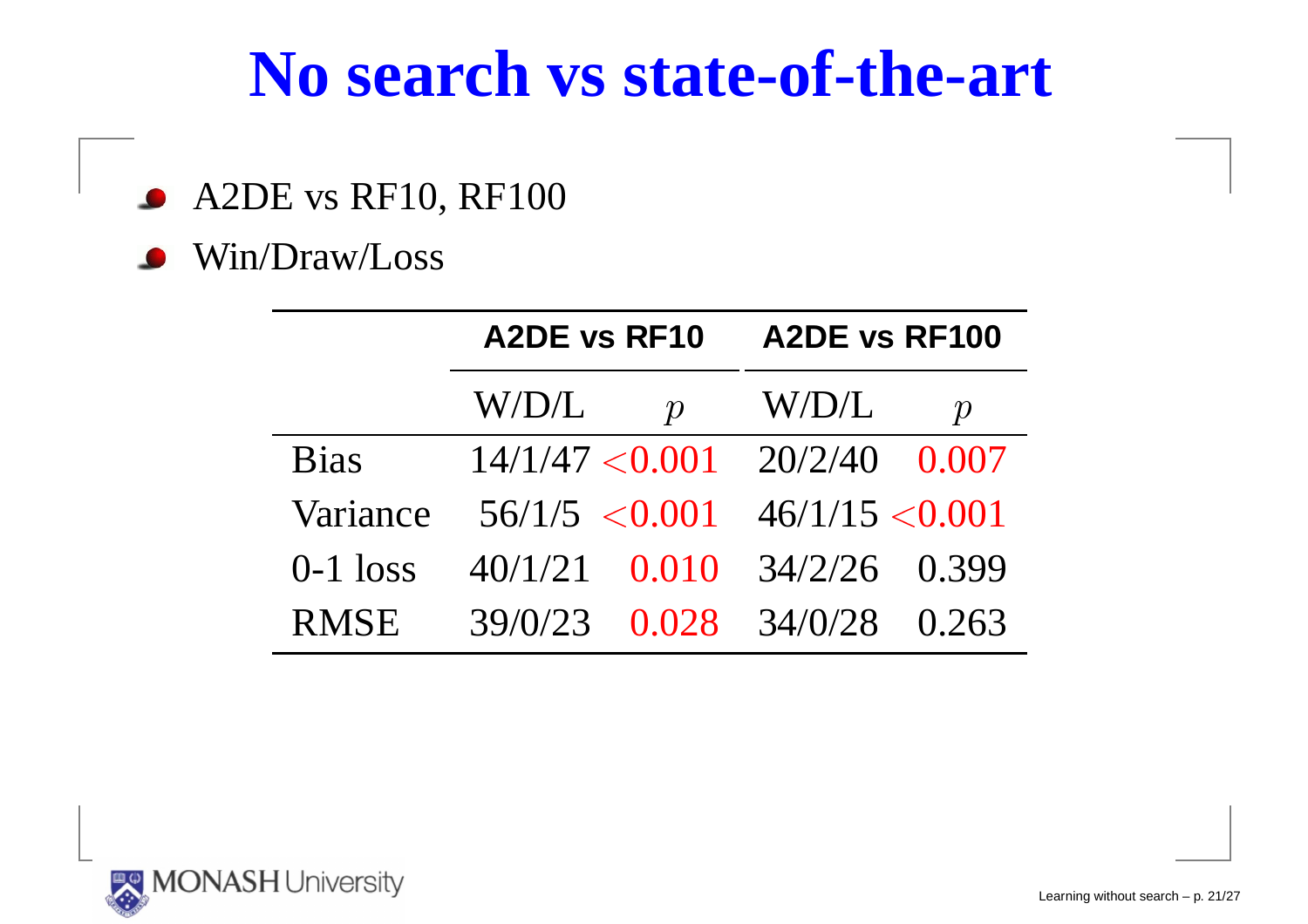# No search vs state-of-the-art

- A2DE vs RF10, RF100
- Win/Draw/Loss

| | **A2DE vs RF10** | | **A2DE vs RF100** | |
|---|---|---|---|---|
| | W/D/L | $p$ | W/D/L | $p$ |
| Bias | 14/1/47 | $<0.001$ | 20/2/40 | 0.007 |
| Variance | 56/1/5 | $<0.001$ | 46/1/15 | $<0.001$ |
| 0-1 loss | 40/1/21 | 0.010 | 34/2/26 | 0.399 |
| RMSE | 39/0/23 | 0.028 | 34/0/28 | 0.263 |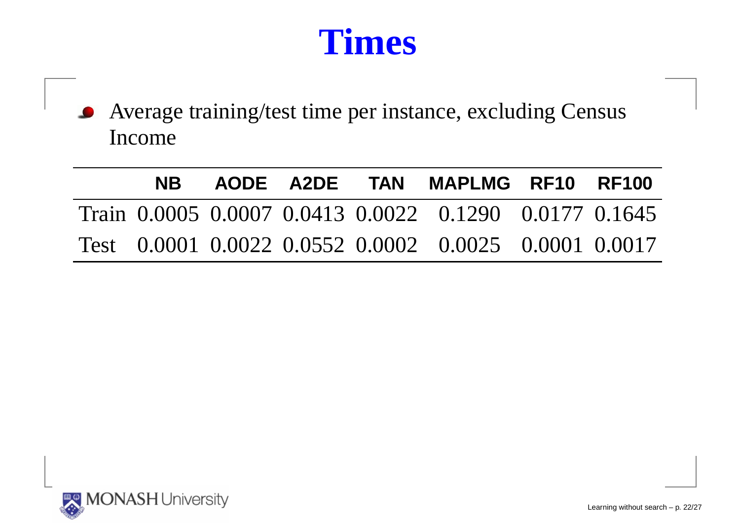# Times

- Average training/test time per instance, excluding Census Income

| | NB | AODE | A2DE | TAN | MAPLMG | RF10 | RF100 |
|---|---|---|---|---|---|---|---|
| Train | 0.0005 | 0.0007 | 0.0413 | 0.0022 | 0.1290 | 0.0177 | 0.1645 |
| Test | 0.0001 | 0.0022 | 0.0552 | 0.0002 | 0.0025 | 0.0001 | 0.0017 |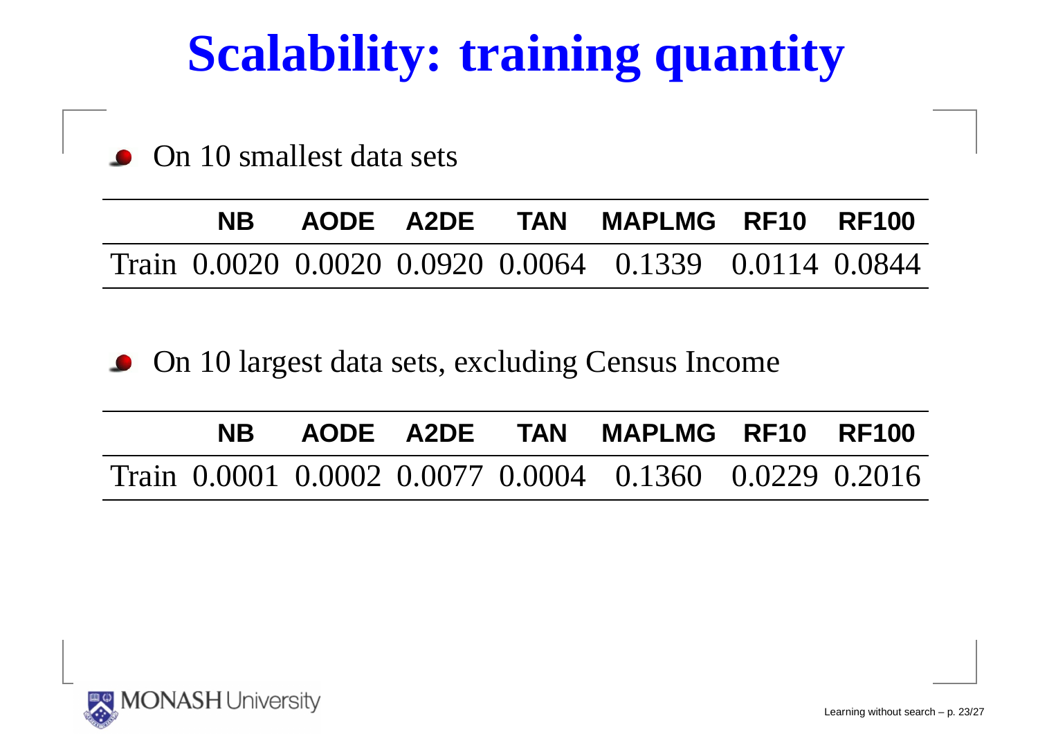# Scalability: training quantity

- On 10 smallest data sets

| | NB | AODE | A2DE | TAN | MAPLMG | RF10 | RF100 |
|---|---|---|---|---|---|---|---|
| Train | 0.0020 | 0.0020 | 0.0920 | 0.0064 | 0.1339 | 0.0114 | 0.0844 |

- On 10 largest data sets, excluding Census Income

| | NB | AODE | A2DE | TAN | MAPLMG | RF10 | RF100 |
|---|---|---|---|---|---|---|---|
| Train | 0.0001 | 0.0002 | 0.0077 | 0.0004 | 0.1360 | 0.0229 | 0.2016 |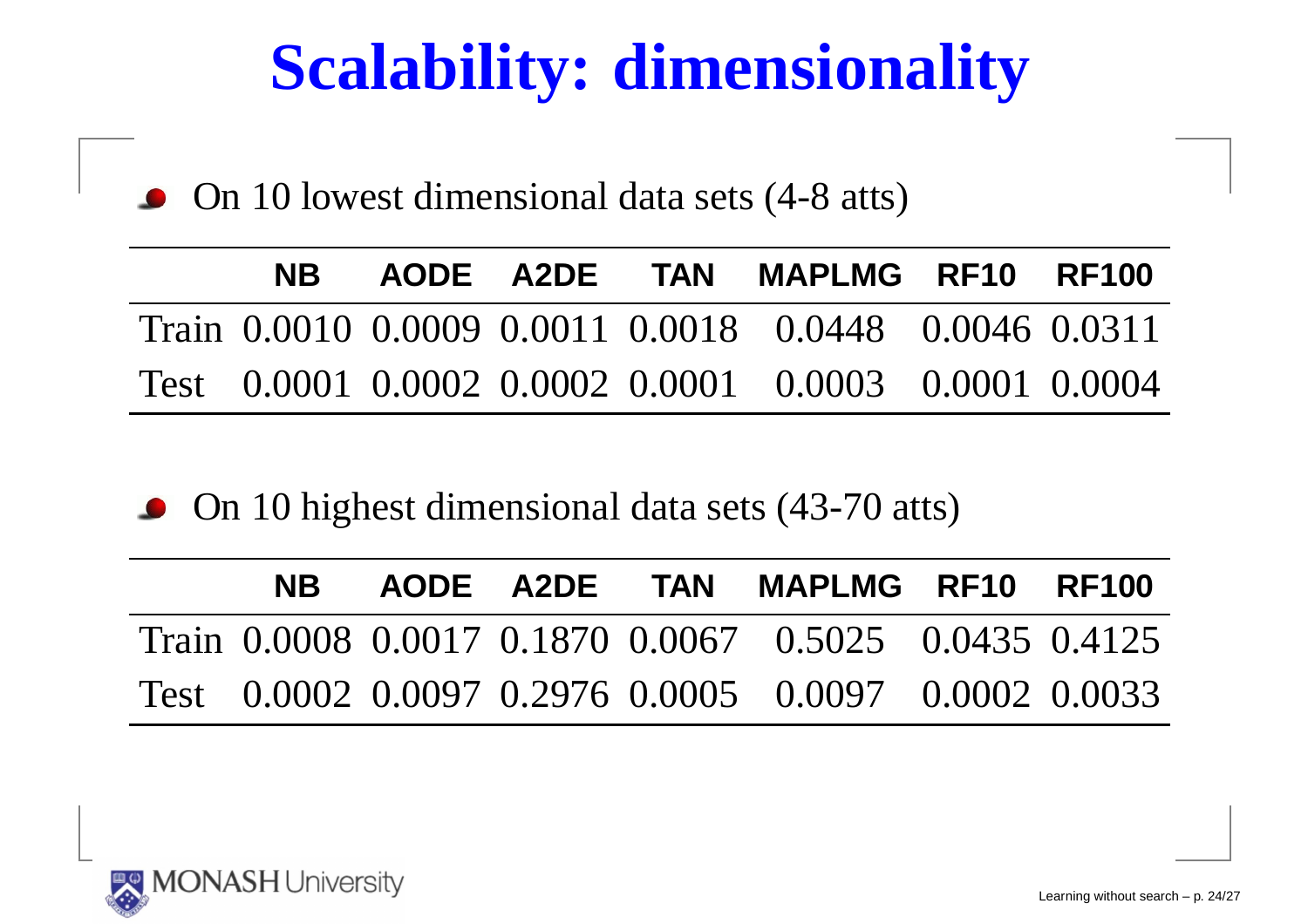# Scalability: dimensionality

- On 10 lowest dimensional data sets (4-8 atts)

| | NB | AODE | A2DE | TAN | MAPLMG | RF10 | RF100 |
|---|---|---|---|---|---|---|---|
| Train | 0.0010 | 0.0009 | 0.0011 | 0.0018 | 0.0448 | 0.0046 | 0.0311 |
| Test | 0.0001 | 0.0002 | 0.0002 | 0.0001 | 0.0003 | 0.0001 | 0.0004 |

- On 10 highest dimensional data sets (43-70 atts)

| | NB | AODE | A2DE | TAN | MAPLMG | RF10 | RF100 |
|---|---|---|---|---|---|---|---|
| Train | 0.0008 | 0.0017 | 0.1870 | 0.0067 | 0.5025 | 0.0435 | 0.4125 |
| Test | 0.0002 | 0.0097 | 0.2976 | 0.0005 | 0.0097 | 0.0002 | 0.0033 |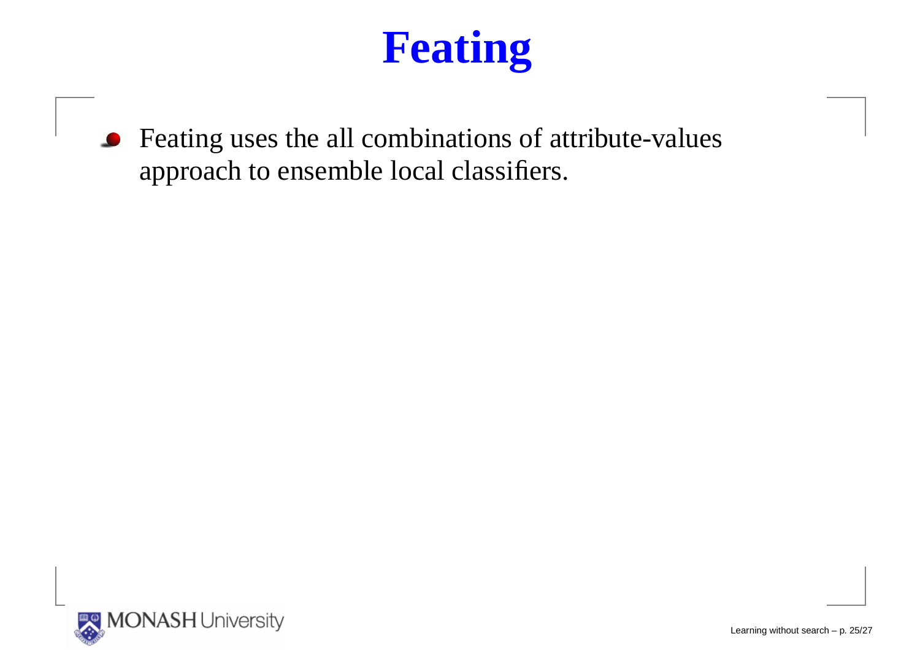# Feating

- Feating uses the all combinations of attribute-values approach to ensemble local classifiers.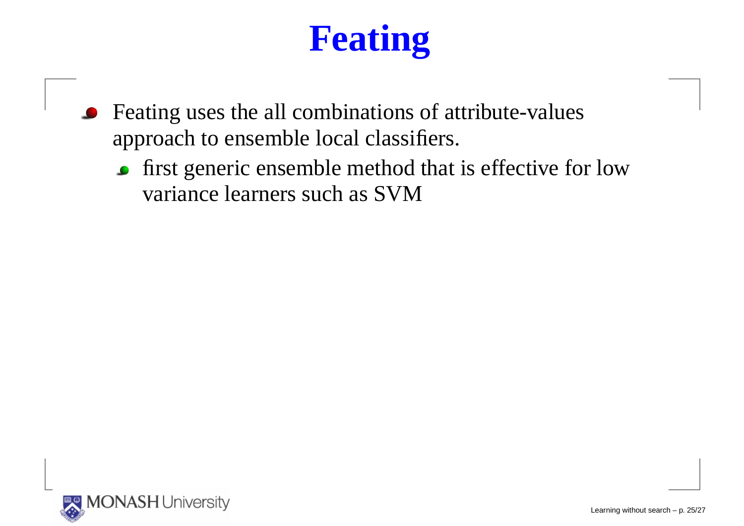# Feating

- Feating uses the all combinations of attribute-values approach to ensemble local classifiers.
  - first generic ensemble method that is effective for low variance learners such as SVM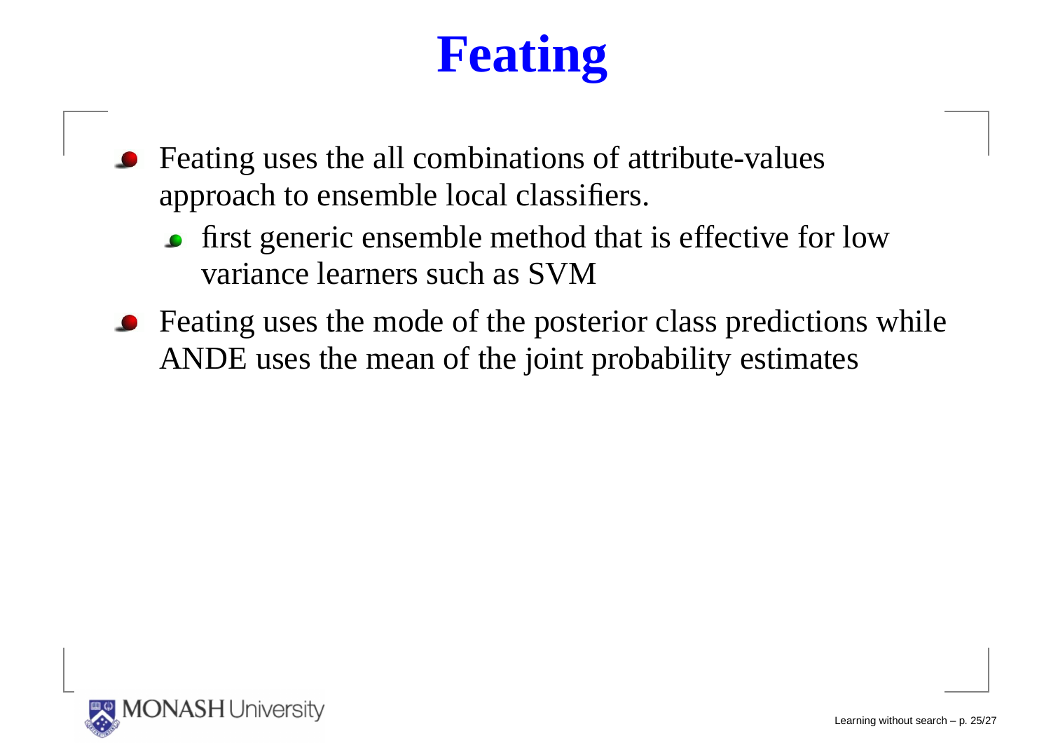# Feating

- Feating uses the all combinations of attribute-values approach to ensemble local classifiers.
  - first generic ensemble method that is effective for low variance learners such as SVM
- Feating uses the mode of the posterior class predictions while ANDE uses the mean of the joint probability estimates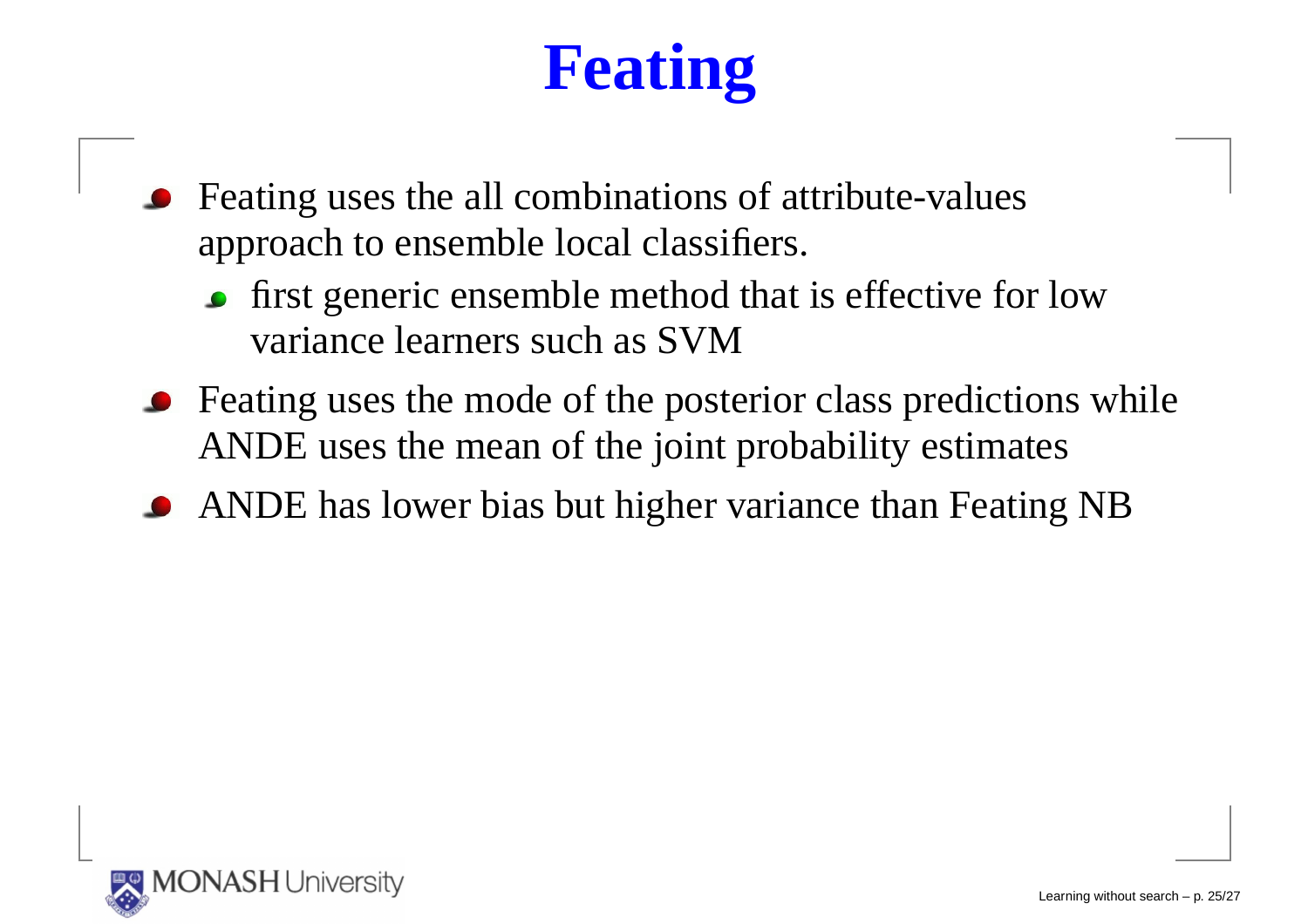# Feating

- Feating uses the all combinations of attribute-values approach to ensemble local classifiers.
  - first generic ensemble method that is effective for low variance learners such as SVM
- Feating uses the mode of the posterior class predictions while ANDE uses the mean of the joint probability estimates
- ANDE has lower bias but higher variance than Feating NB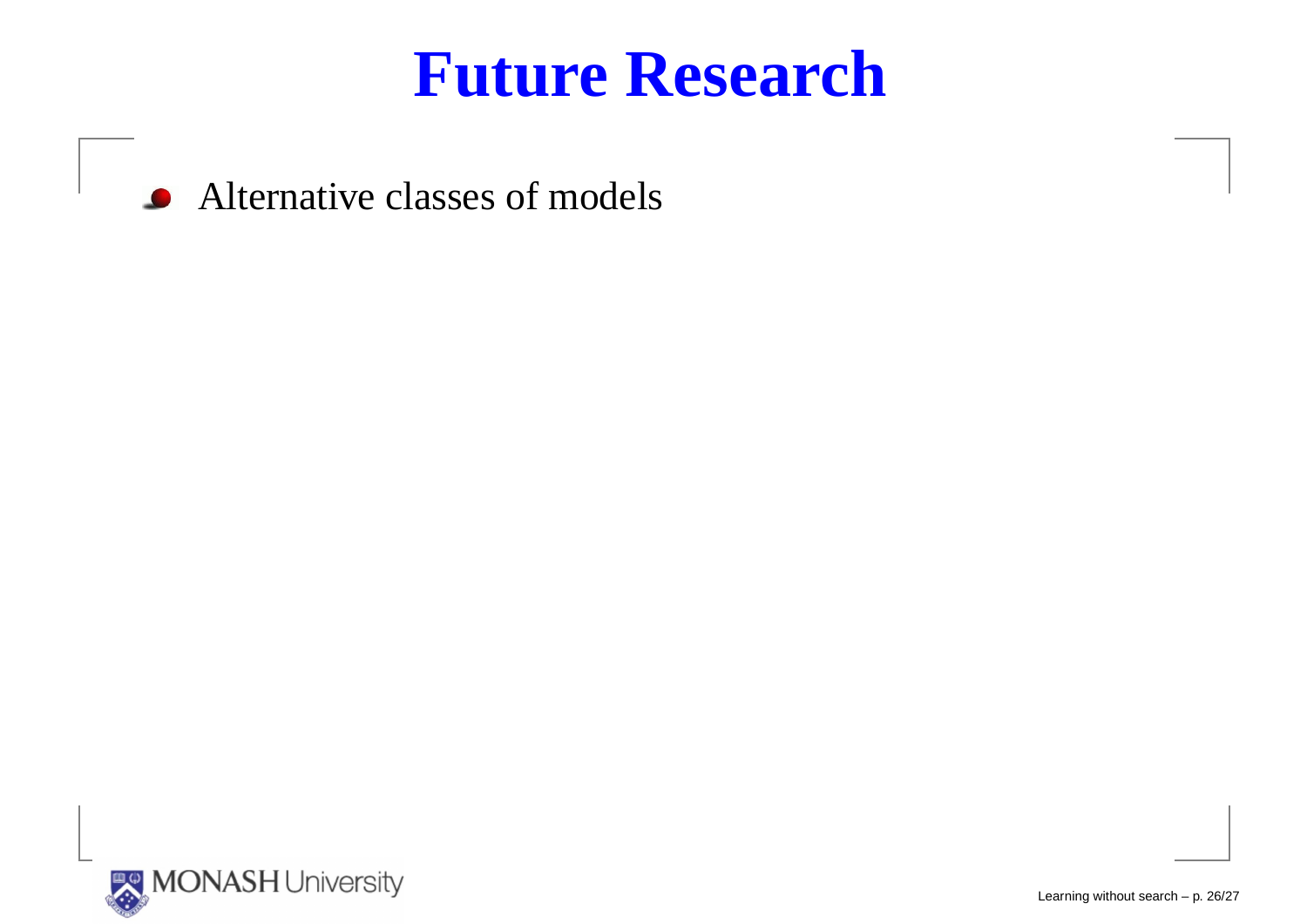# Future Research

- Alternative classes of models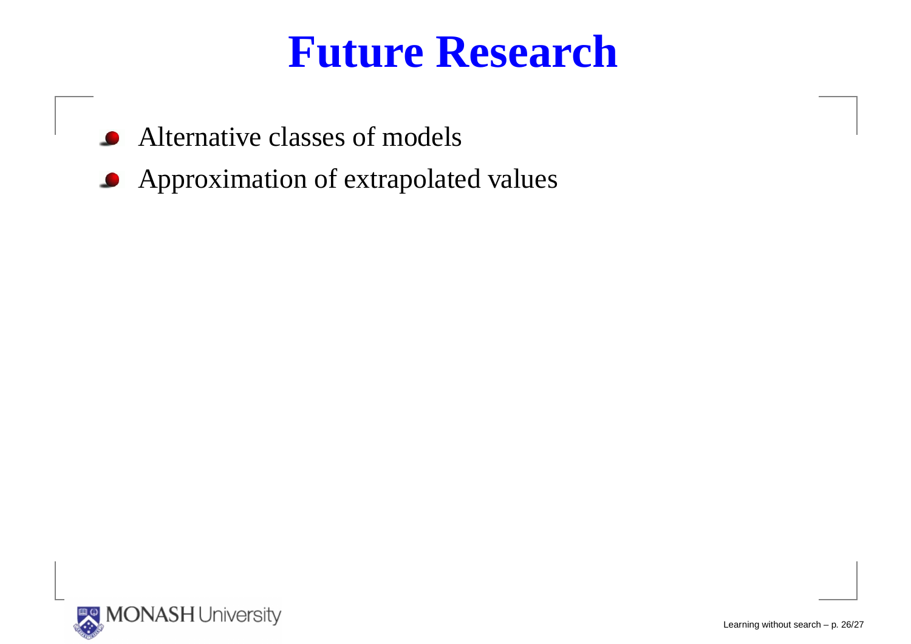# Future Research

- Alternative classes of models
- Approximation of extrapolated values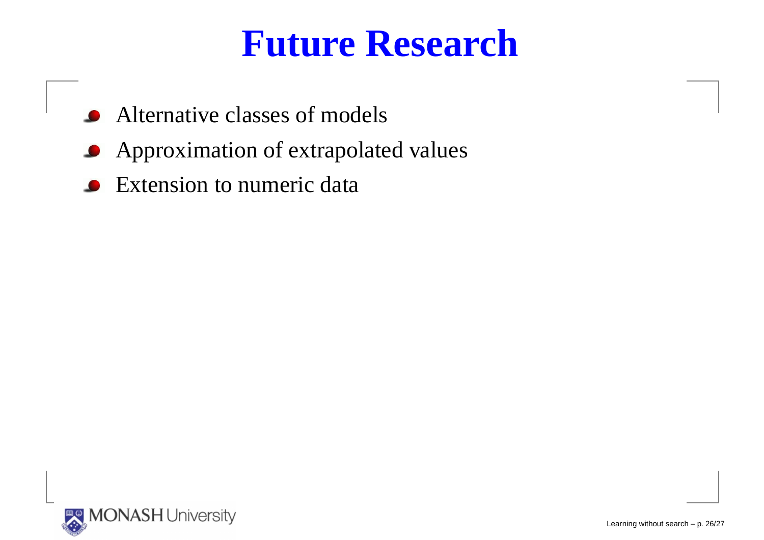# Future Research

- Alternative classes of models
- Approximation of extrapolated values
- Extension to numeric data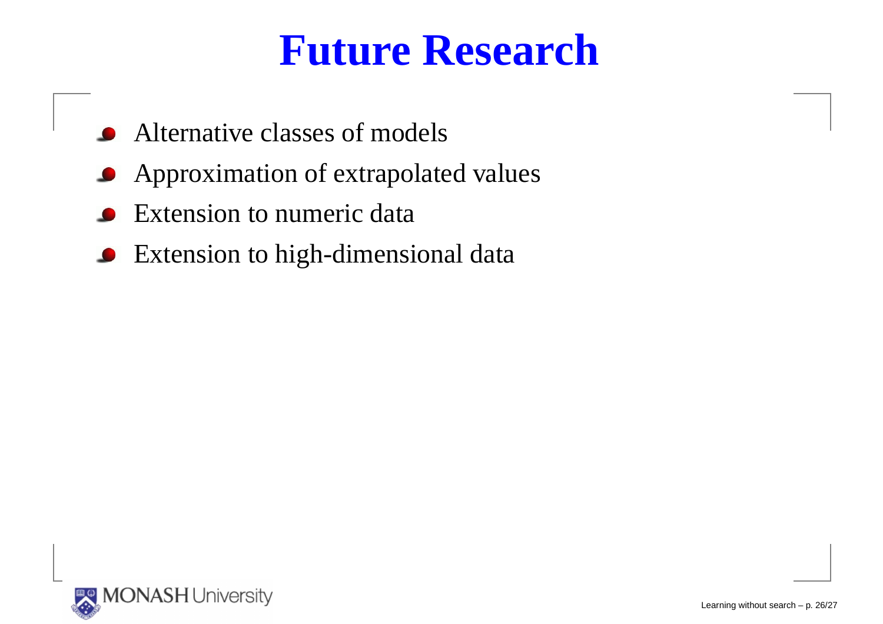# Future Research

- Alternative classes of models
- Approximation of extrapolated values
- Extension to numeric data
- Extension to high-dimensional data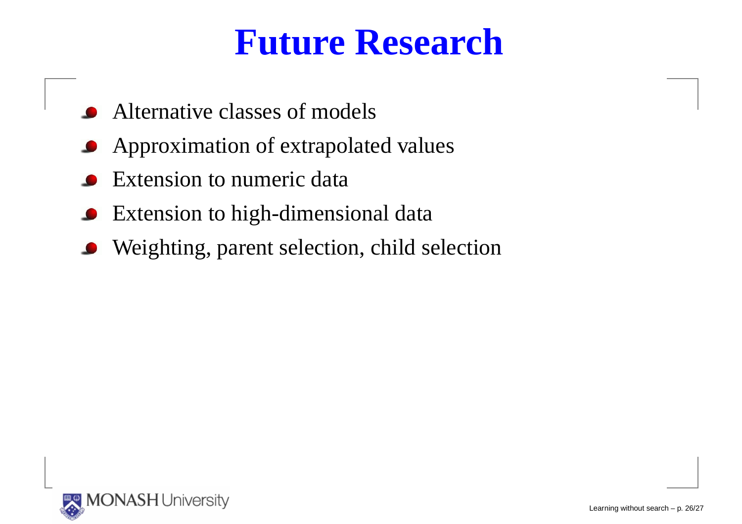# Future Research

- Alternative classes of models
- Approximation of extrapolated values
- Extension to numeric data
- Extension to high-dimensional data
- Weighting, parent selection, child selection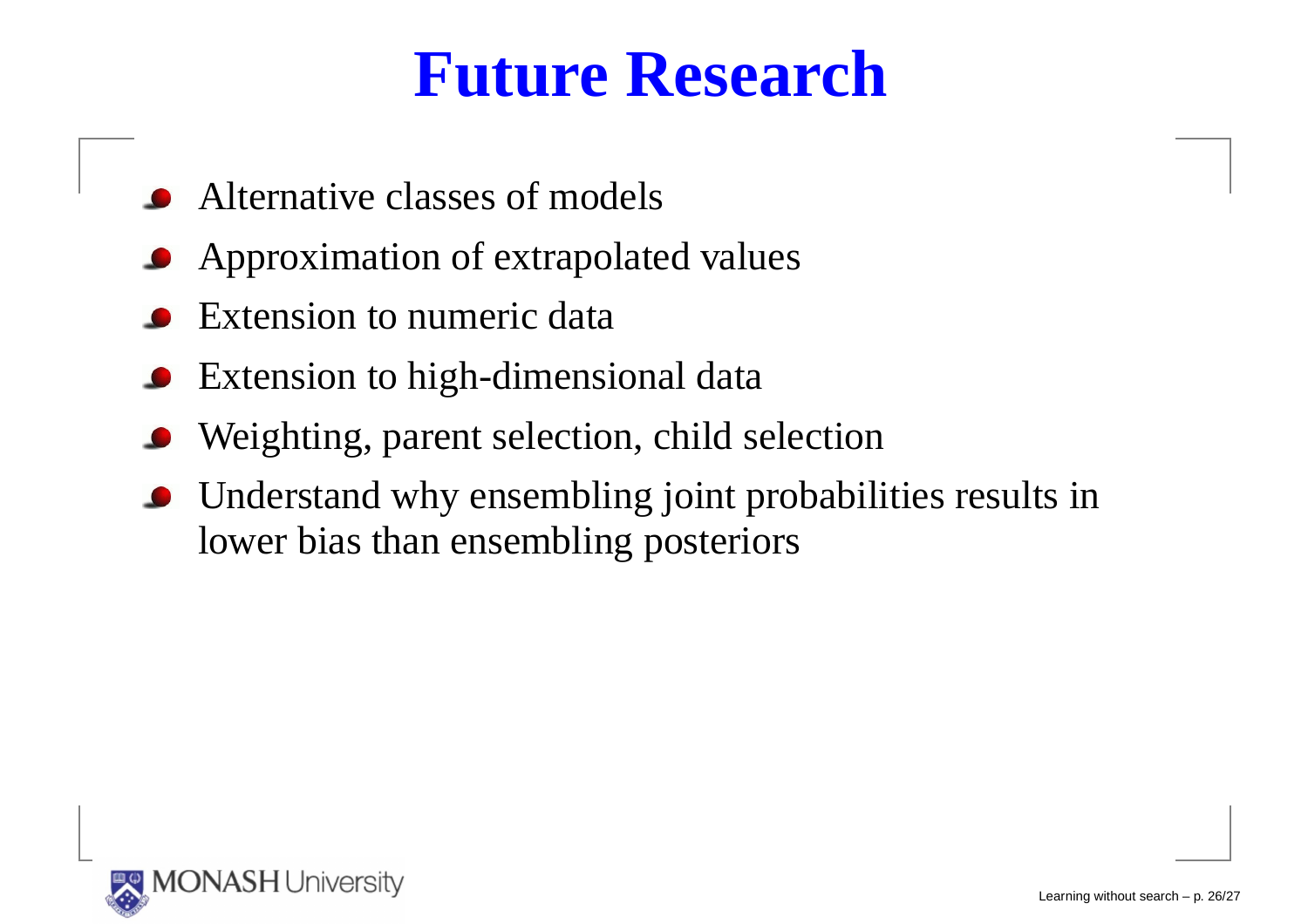# Future Research

- Alternative classes of models
- Approximation of extrapolated values
- Extension to numeric data
- Extension to high-dimensional data
- Weighting, parent selection, child selection
- Understand why ensembling joint probabilities results in lower bias than ensembling posteriors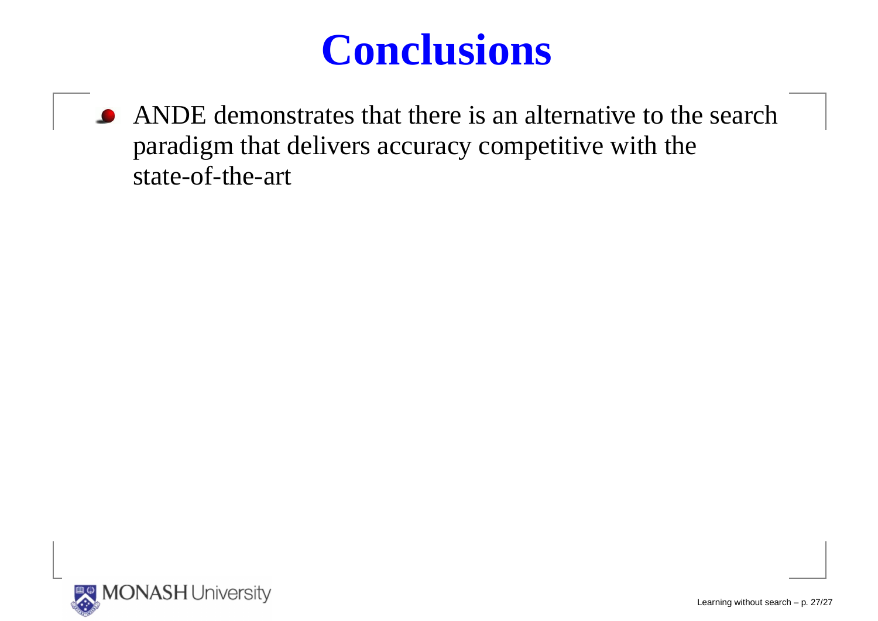# Conclusions

- ANDE demonstrates that there is an alternative to the search paradigm that delivers accuracy competitive with the state-of-the-art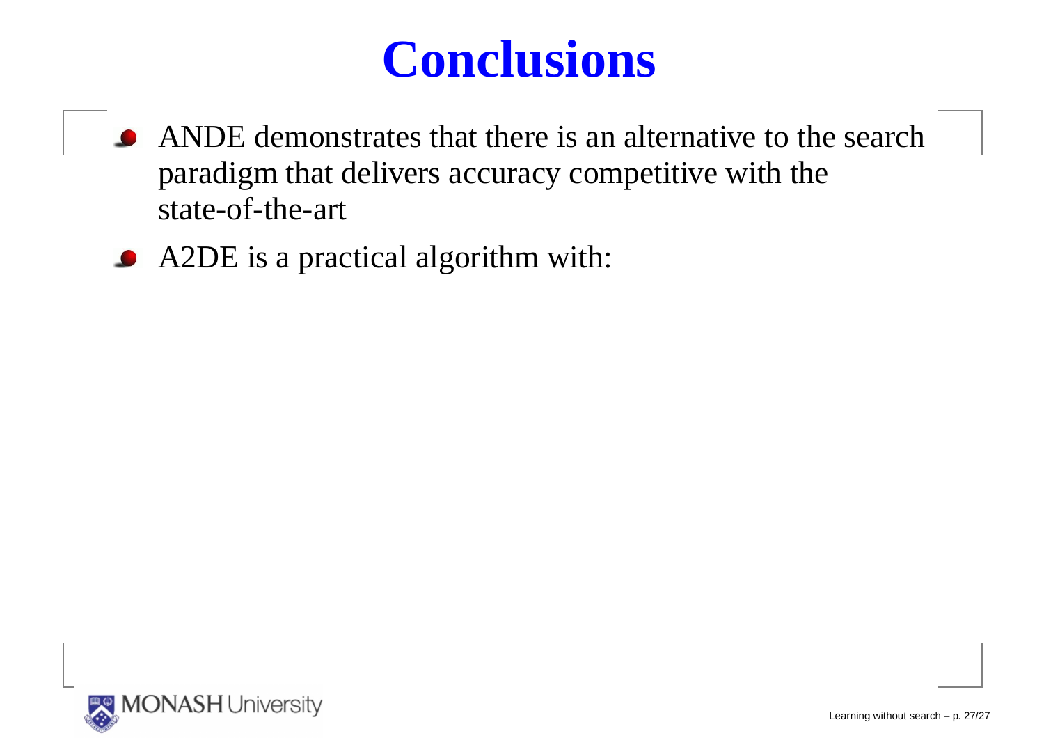# Conclusions

- ANDE demonstrates that there is an alternative to the search paradigm that delivers accuracy competitive with the state-of-the-art
- A2DE is a practical algorithm with: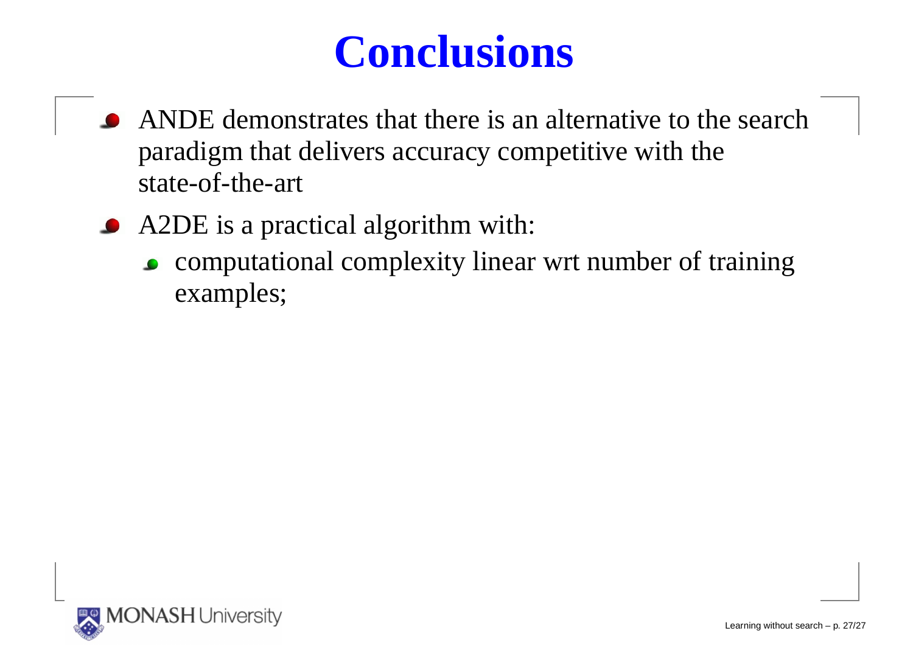# Conclusions

- ANDE demonstrates that there is an alternative to the search paradigm that delivers accuracy competitive with the state-of-the-art
- A2DE is a practical algorithm with:
  - computational complexity linear wrt number of training examples;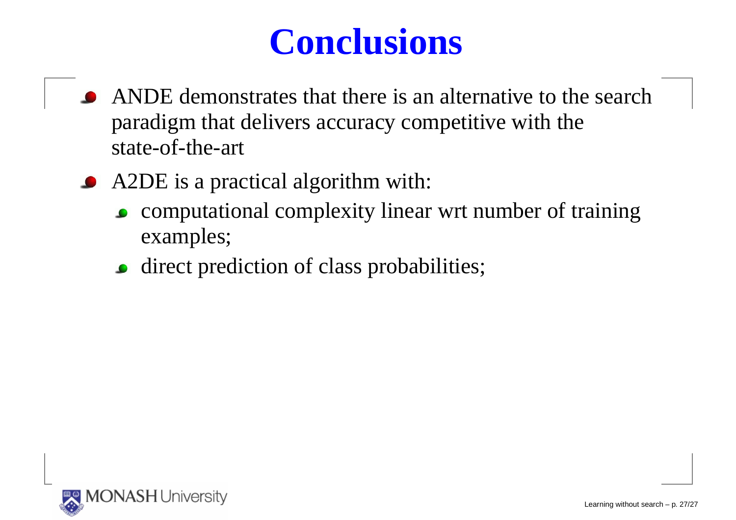# Conclusions

- ANDE demonstrates that there is an alternative to the search paradigm that delivers accuracy competitive with the state-of-the-art
- A2DE is a practical algorithm with:
  - computational complexity linear wrt number of training examples;
  - direct prediction of class probabilities;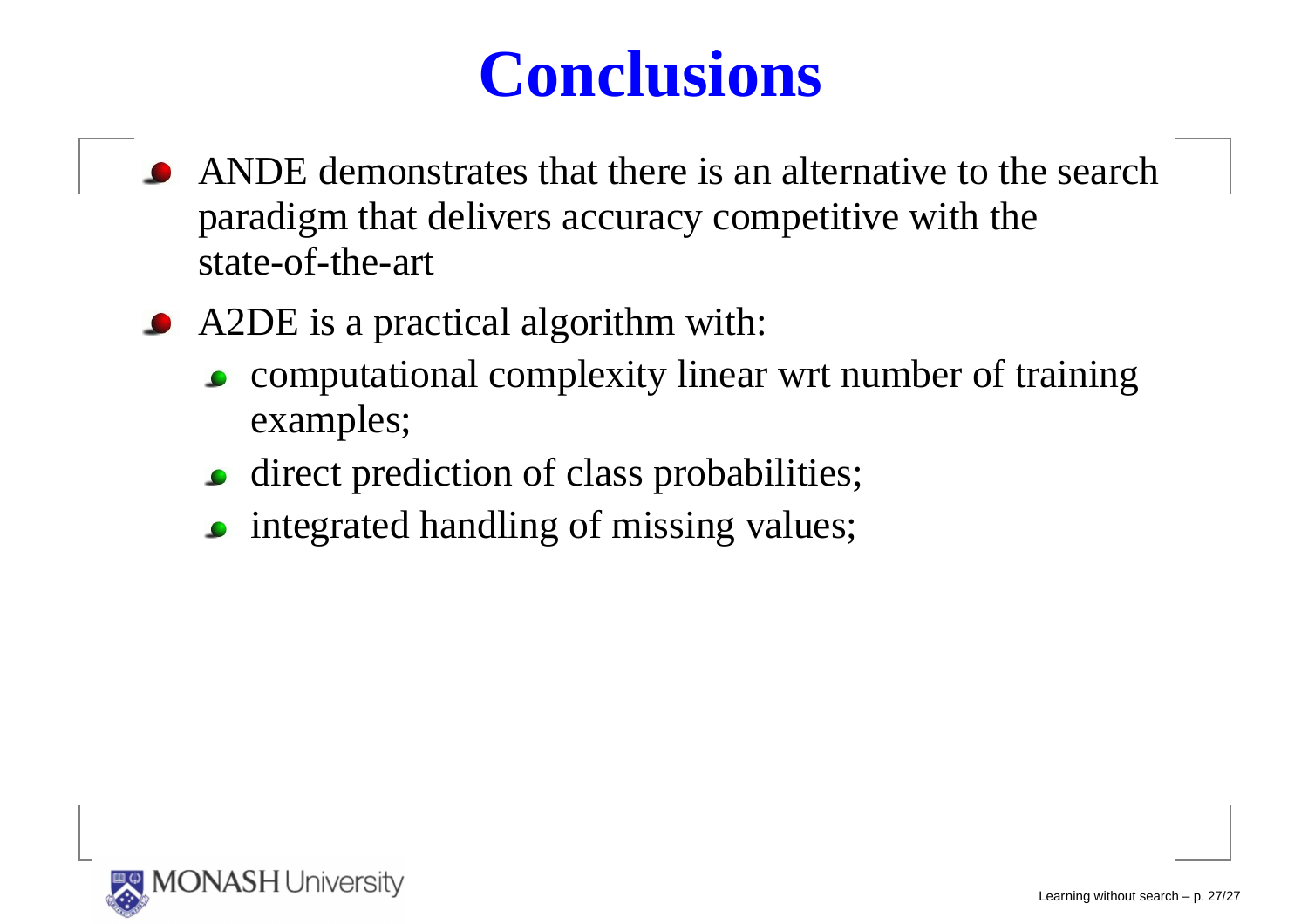# Conclusions

- ANDE demonstrates that there is an alternative to the search paradigm that delivers accuracy competitive with the state-of-the-art
- A2DE is a practical algorithm with:
  - computational complexity linear wrt number of training examples;
  - direct prediction of class probabilities;
  - integrated handling of missing values;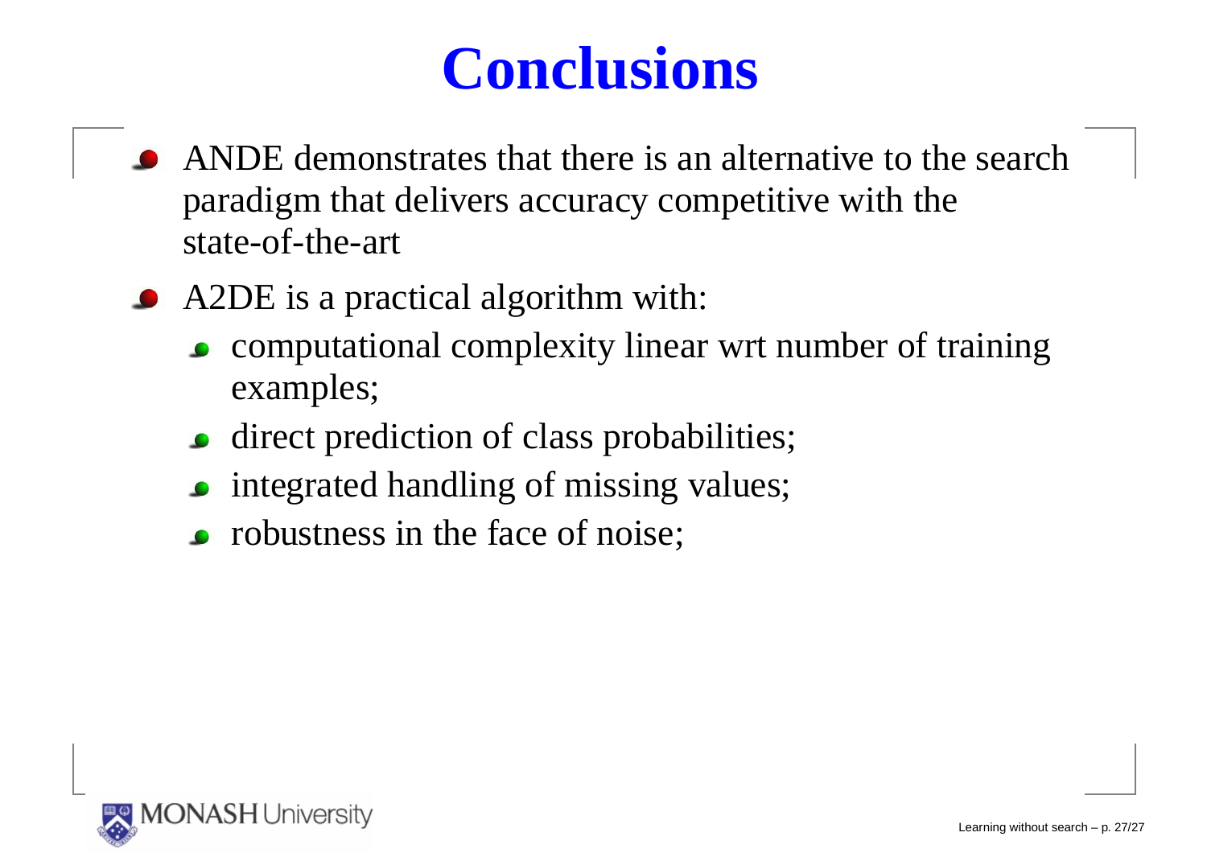# Conclusions

- ANDE demonstrates that there is an alternative to the search paradigm that delivers accuracy competitive with the state-of-the-art
- A2DE is a practical algorithm with:
  - computational complexity linear wrt number of training examples;
  - direct prediction of class probabilities;
  - integrated handling of missing values;
  - robustness in the face of noise;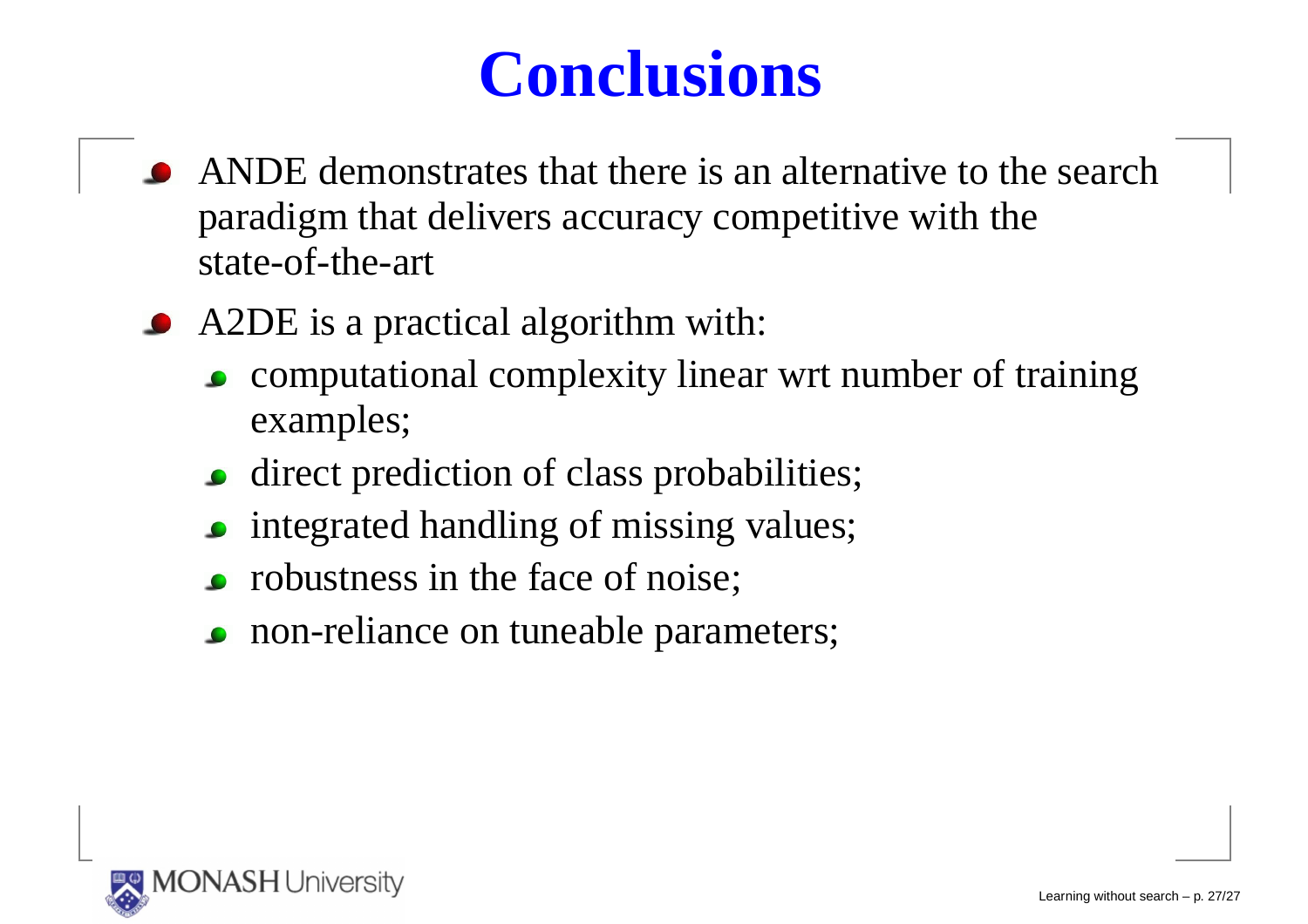# Conclusions

- ANDE demonstrates that there is an alternative to the search paradigm that delivers accuracy competitive with the state-of-the-art
- A2DE is a practical algorithm with:
  - computational complexity linear wrt number of training examples;
  - direct prediction of class probabilities;
  - integrated handling of missing values;
  - robustness in the face of noise;
  - non-reliance on tuneable parameters;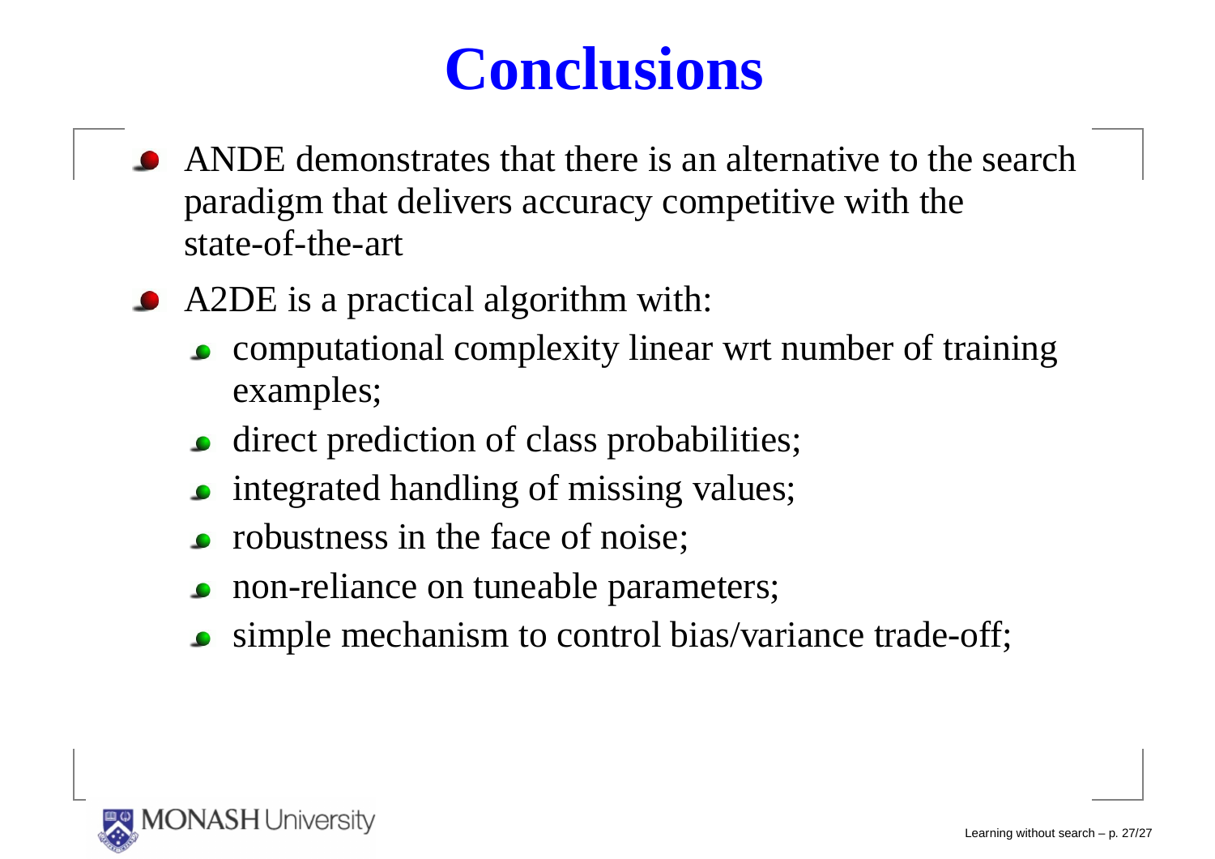# Conclusions

- ANDE demonstrates that there is an alternative to the search paradigm that delivers accuracy competitive with the state-of-the-art
- A2DE is a practical algorithm with:
  - computational complexity linear wrt number of training examples;
  - direct prediction of class probabilities;
  - integrated handling of missing values;
  - robustness in the face of noise;
  - non-reliance on tuneable parameters;
  - simple mechanism to control bias/variance trade-off;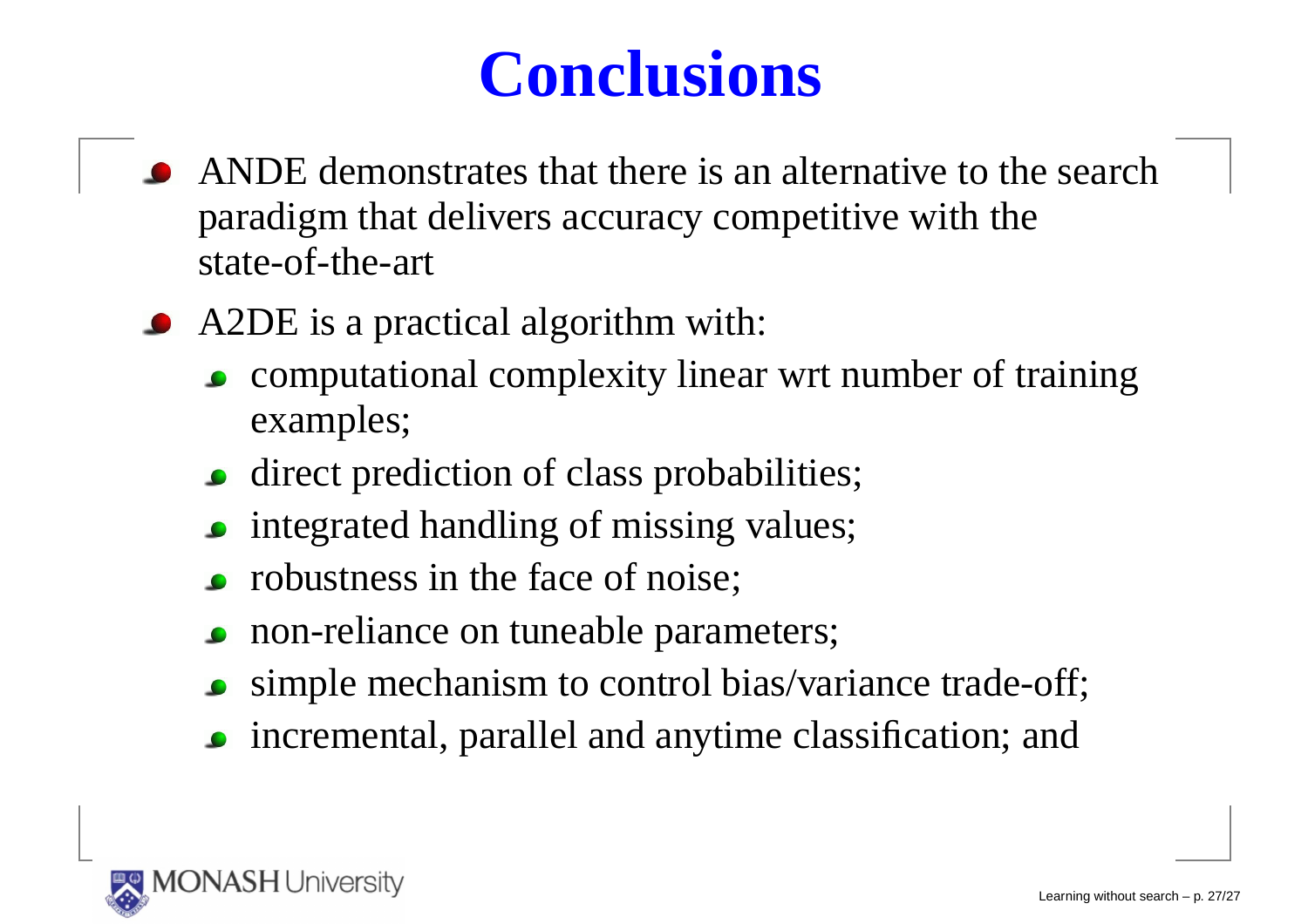# Conclusions

- ANDE demonstrates that there is an alternative to the search paradigm that delivers accuracy competitive with the state-of-the-art
- A2DE is a practical algorithm with:
  - computational complexity linear wrt number of training examples;
  - direct prediction of class probabilities;
  - integrated handling of missing values;
  - robustness in the face of noise;
  - non-reliance on tuneable parameters;
  - simple mechanism to control bias/variance trade-off;
  - incremental, parallel and anytime classification; and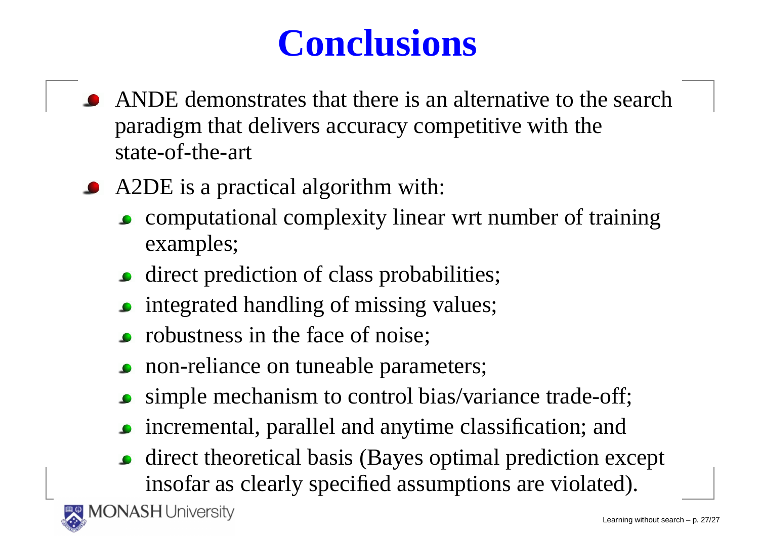# Conclusions

- ANDE demonstrates that there is an alternative to the search paradigm that delivers accuracy competitive with the state-of-the-art
- A2DE is a practical algorithm with:
  - computational complexity linear wrt number of training examples;
  - direct prediction of class probabilities;
  - integrated handling of missing values;
  - robustness in the face of noise;
  - non-reliance on tuneable parameters;
  - simple mechanism to control bias/variance trade-off;
  - incremental, parallel and anytime classification; and
  - direct theoretical basis (Bayes optimal prediction except insofar as clearly specified assumptions are violated).